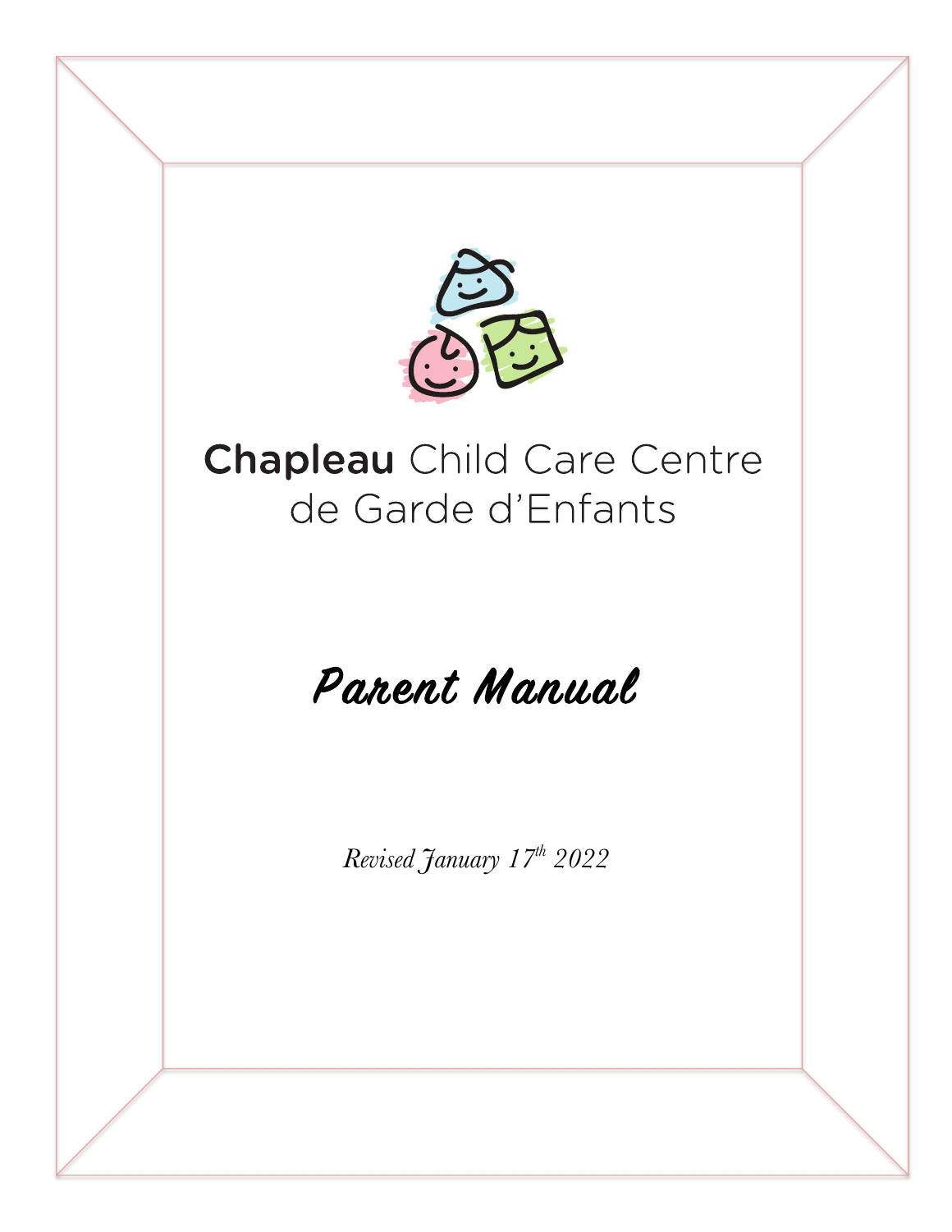**Chapleau** Child Care Centre
de Garde d'Enfants

# Parent Manual

*Revised January 17th 2022*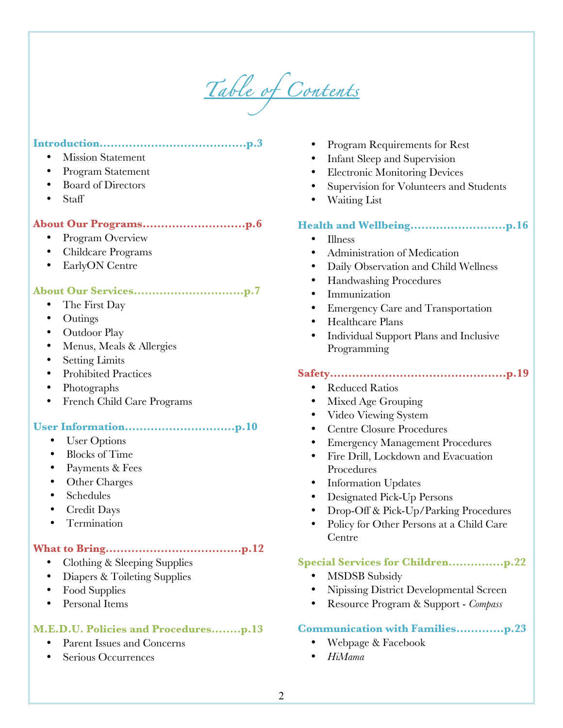# Table of Contents

**Introduction........................................p.3**

- Mission Statement
- Program Statement
- Board of Directors
- Staff

**About Our Programs............................p.6**

- Program Overview
- Childcare Programs
- EarlyON Centre

**About Our Services..............................p.7**

- The First Day
- Outings
- Outdoor Play
- Menus, Meals & Allergies
- Setting Limits
- Prohibited Practices
- Photographs
- French Child Care Programs

**User Information..............................p.10**

- User Options
- Blocks of Time
- Payments & Fees
- Other Charges
- Schedules
- Credit Days
- Termination

**What to Bring....................................p.12**

- Clothing & Sleeping Supplies
- Diapers & Toileting Supplies
- Food Supplies
- Personal Items

**M.E.D.U. Policies and Procedures........p.13**

- Parent Issues and Concerns
- Serious Occurrences
- Program Requirements for Rest
- Infant Sleep and Supervision
- Electronic Monitoring Devices
- Supervision for Volunteers and Students
- Waiting List

**Health and Wellbeing..........................p.16**

- Illness
- Administration of Medication
- Daily Observation and Child Wellness
- Handwashing Procedures
- Immunization
- Emergency Care and Transportation
- Healthcare Plans
- Individual Support Plans and Inclusive Programming

**Safety................................................p.19**

- Reduced Ratios
- Mixed Age Grouping
- Video Viewing System
- Centre Closure Procedures
- Emergency Management Procedures
- Fire Drill, Lockdown and Evacuation Procedures
- Information Updates
- Designated Pick-Up Persons
- Drop-Off & Pick-Up/Parking Procedures
- Policy for Other Persons at a Child Care Centre

**Special Services for Children...............p.22**

- MSDSB Subsidy
- Nipissing District Developmental Screen
- Resource Program & Support - *Compass*

**Communication with Families............p.23**

- Webpage & Facebook
- *HiMama*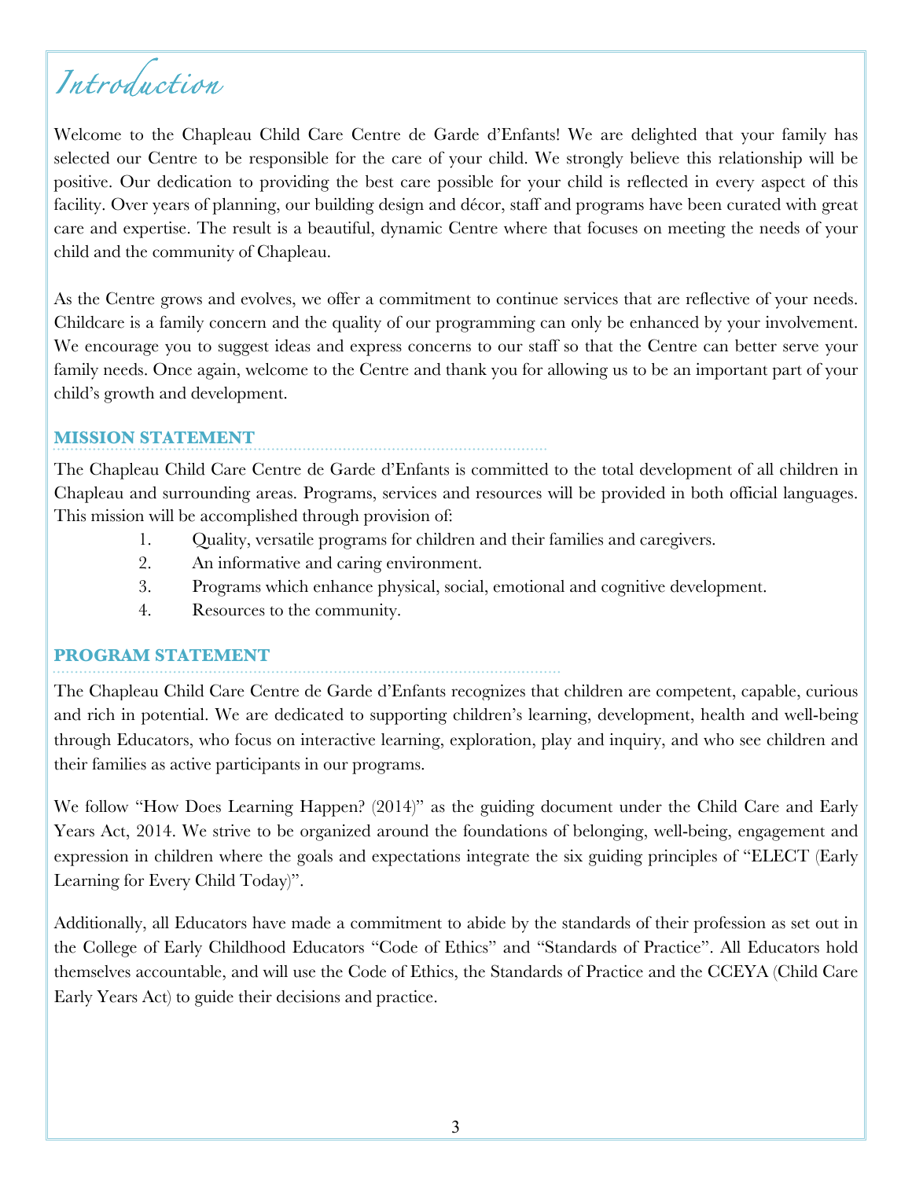# Introduction

Welcome to the Chapleau Child Care Centre de Garde d'Enfants! We are delighted that your family has selected our Centre to be responsible for the care of your child. We strongly believe this relationship will be positive. Our dedication to providing the best care possible for your child is reflected in every aspect of this facility. Over years of planning, our building design and décor, staff and programs have been curated with great care and expertise. The result is a beautiful, dynamic Centre where that focuses on meeting the needs of your child and the community of Chapleau.

As the Centre grows and evolves, we offer a commitment to continue services that are reflective of your needs. Childcare is a family concern and the quality of our programming can only be enhanced by your involvement. We encourage you to suggest ideas and express concerns to our staff so that the Centre can better serve your family needs. Once again, welcome to the Centre and thank you for allowing us to be an important part of your child's growth and development.

## MISSION STATEMENT

The Chapleau Child Care Centre de Garde d'Enfants is committed to the total development of all children in Chapleau and surrounding areas. Programs, services and resources will be provided in both official languages. This mission will be accomplished through provision of:

1. Quality, versatile programs for children and their families and caregivers.
2. An informative and caring environment.
3. Programs which enhance physical, social, emotional and cognitive development.
4. Resources to the community.

## PROGRAM STATEMENT

The Chapleau Child Care Centre de Garde d'Enfants recognizes that children are competent, capable, curious and rich in potential. We are dedicated to supporting children's learning, development, health and well-being through Educators, who focus on interactive learning, exploration, play and inquiry, and who see children and their families as active participants in our programs.

We follow "How Does Learning Happen? (2014)" as the guiding document under the Child Care and Early Years Act, 2014. We strive to be organized around the foundations of belonging, well-being, engagement and expression in children where the goals and expectations integrate the six guiding principles of "ELECT (Early Learning for Every Child Today)".

Additionally, all Educators have made a commitment to abide by the standards of their profession as set out in the College of Early Childhood Educators "Code of Ethics" and "Standards of Practice". All Educators hold themselves accountable, and will use the Code of Ethics, the Standards of Practice and the CCEYA (Child Care Early Years Act) to guide their decisions and practice.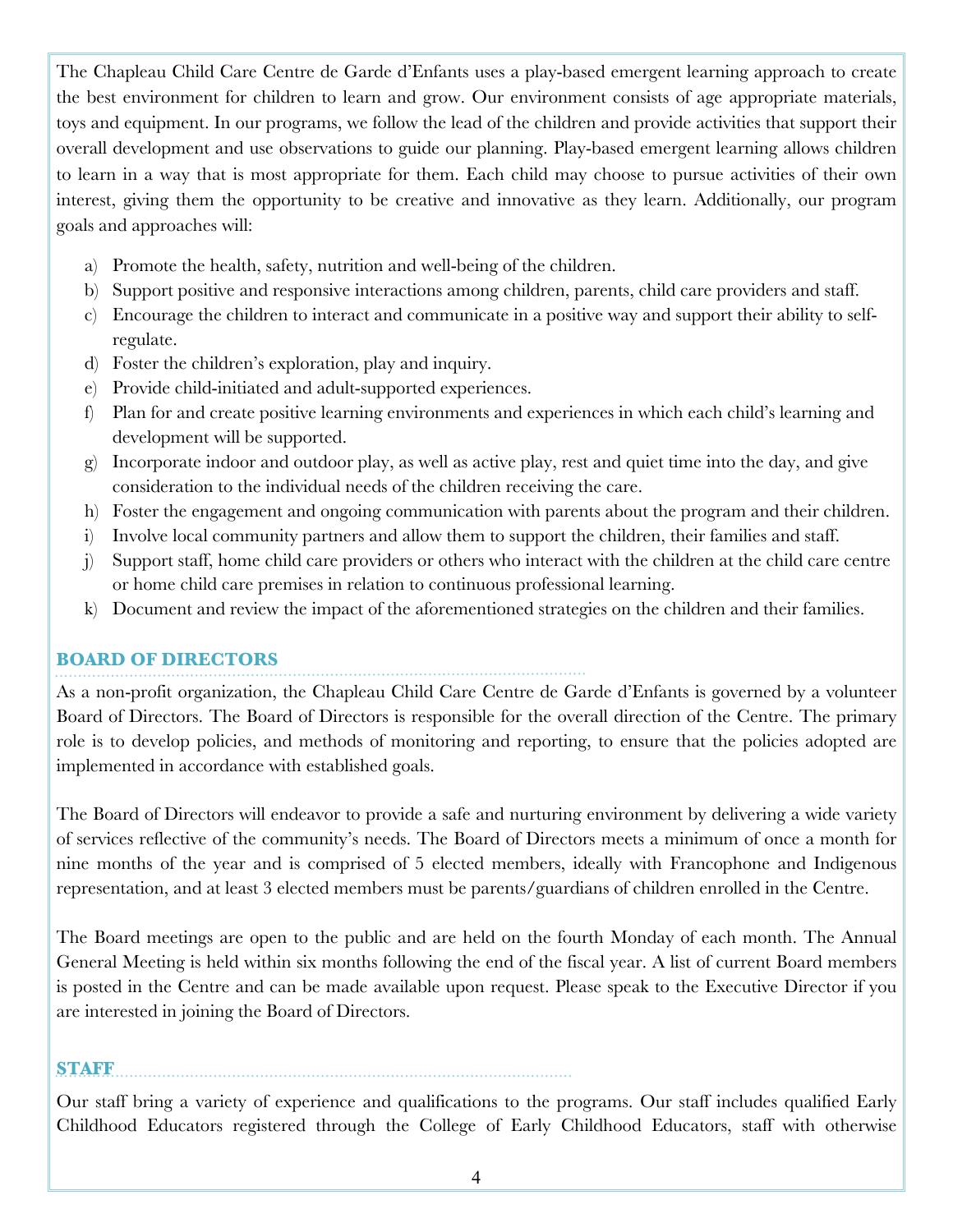The Chapleau Child Care Centre de Garde d'Enfants uses a play-based emergent learning approach to create the best environment for children to learn and grow. Our environment consists of age appropriate materials, toys and equipment. In our programs, we follow the lead of the children and provide activities that support their overall development and use observations to guide our planning. Play-based emergent learning allows children to learn in a way that is most appropriate for them. Each child may choose to pursue activities of their own interest, giving them the opportunity to be creative and innovative as they learn. Additionally, our program goals and approaches will:

a) Promote the health, safety, nutrition and well-being of the children.
b) Support positive and responsive interactions among children, parents, child care providers and staff.
c) Encourage the children to interact and communicate in a positive way and support their ability to self-regulate.
d) Foster the children's exploration, play and inquiry.
e) Provide child-initiated and adult-supported experiences.
f) Plan for and create positive learning environments and experiences in which each child's learning and development will be supported.
g) Incorporate indoor and outdoor play, as well as active play, rest and quiet time into the day, and give consideration to the individual needs of the children receiving the care.
h) Foster the engagement and ongoing communication with parents about the program and their children.
i) Involve local community partners and allow them to support the children, their families and staff.
j) Support staff, home child care providers or others who interact with the children at the child care centre or home child care premises in relation to continuous professional learning.
k) Document and review the impact of the aforementioned strategies on the children and their families.

## BOARD OF DIRECTORS

As a non-profit organization, the Chapleau Child Care Centre de Garde d'Enfants is governed by a volunteer Board of Directors. The Board of Directors is responsible for the overall direction of the Centre. The primary role is to develop policies, and methods of monitoring and reporting, to ensure that the policies adopted are implemented in accordance with established goals.

The Board of Directors will endeavor to provide a safe and nurturing environment by delivering a wide variety of services reflective of the community's needs. The Board of Directors meets a minimum of once a month for nine months of the year and is comprised of 5 elected members, ideally with Francophone and Indigenous representation, and at least 3 elected members must be parents/guardians of children enrolled in the Centre.

The Board meetings are open to the public and are held on the fourth Monday of each month. The Annual General Meeting is held within six months following the end of the fiscal year. A list of current Board members is posted in the Centre and can be made available upon request. Please speak to the Executive Director if you are interested in joining the Board of Directors.

## STAFF

Our staff bring a variety of experience and qualifications to the programs. Our staff includes qualified Early Childhood Educators registered through the College of Early Childhood Educators, staff with otherwise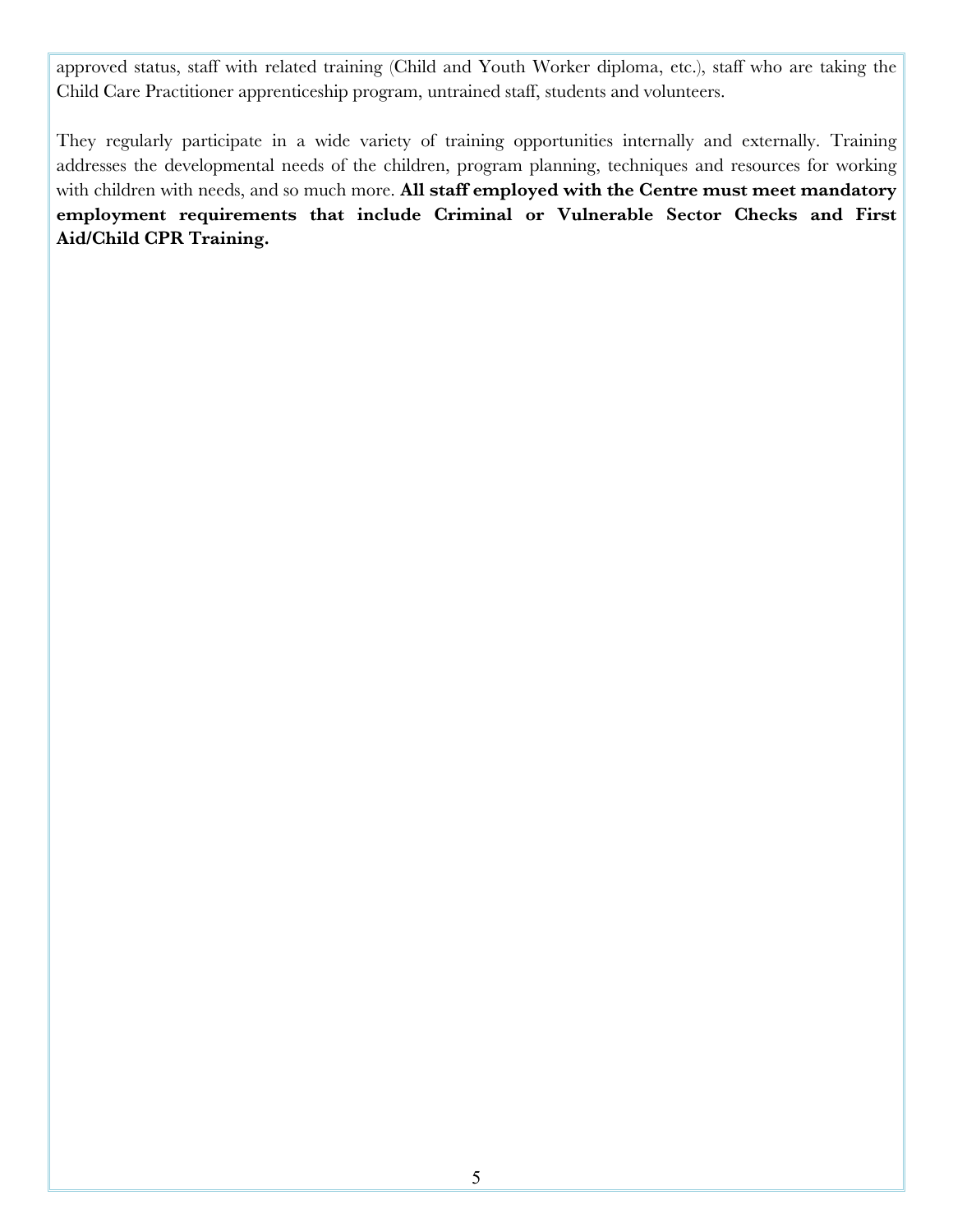approved status, staff with related training (Child and Youth Worker diploma, etc.), staff who are taking the Child Care Practitioner apprenticeship program, untrained staff, students and volunteers.

They regularly participate in a wide variety of training opportunities internally and externally. Training addresses the developmental needs of the children, program planning, techniques and resources for working with children with needs, and so much more. **All staff employed with the Centre must meet mandatory employment requirements that include Criminal or Vulnerable Sector Checks and First Aid/Child CPR Training.**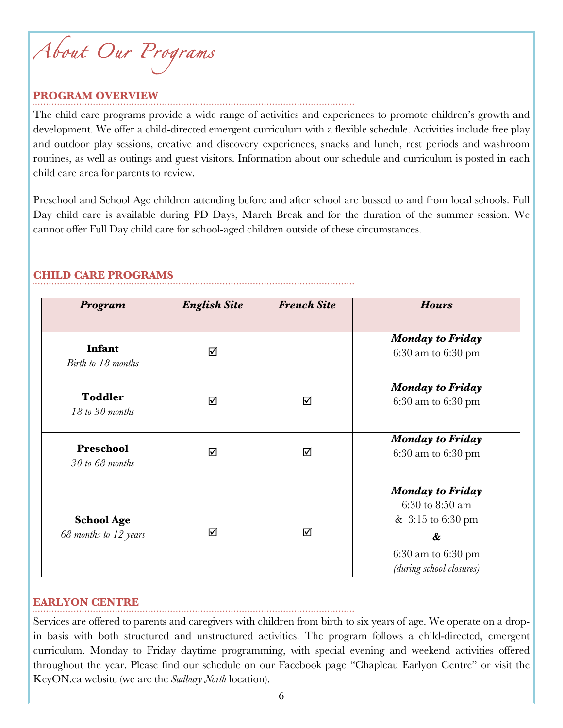# About Our Programs

## PROGRAM OVERVIEW

The child care programs provide a wide range of activities and experiences to promote children's growth and development. We offer a child-directed emergent curriculum with a flexible schedule. Activities include free play and outdoor play sessions, creative and discovery experiences, snacks and lunch, rest periods and washroom routines, as well as outings and guest visitors. Information about our schedule and curriculum is posted in each child care area for parents to review.

Preschool and School Age children attending before and after school are bussed to and from local schools. Full Day child care is available during PD Days, March Break and for the duration of the summer session. We cannot offer Full Day child care for school-aged children outside of these circumstances.

## CHILD CARE PROGRAMS

| *Program* | *English Site* | *French Site* | *Hours* |
|---|---|---|---|
| **Infant** *Birth to 18 months* | ☑ | | ***Monday to Friday*** 6:30 am to 6:30 pm |
| **Toddler** *18 to 30 months* | ☑ | ☑ | ***Monday to Friday*** 6:30 am to 6:30 pm |
| **Preschool** *30 to 68 months* | ☑ | ☑ | ***Monday to Friday*** 6:30 am to 6:30 pm |
| **School Age** *68 months to 12 years* | ☑ | ☑ | ***Monday to Friday*** 6:30 to 8:50 am & 3:15 to 6:30 pm **&** 6:30 am to 6:30 pm *(during school closures)* |

## EARLYON CENTRE

Services are offered to parents and caregivers with children from birth to six years of age. We operate on a drop-in basis with both structured and unstructured activities. The program follows a child-directed, emergent curriculum. Monday to Friday daytime programming, with special evening and weekend activities offered throughout the year. Please find our schedule on our Facebook page "Chapleau Earlyon Centre" or visit the KeyON.ca website (we are the *Sudbury North* location).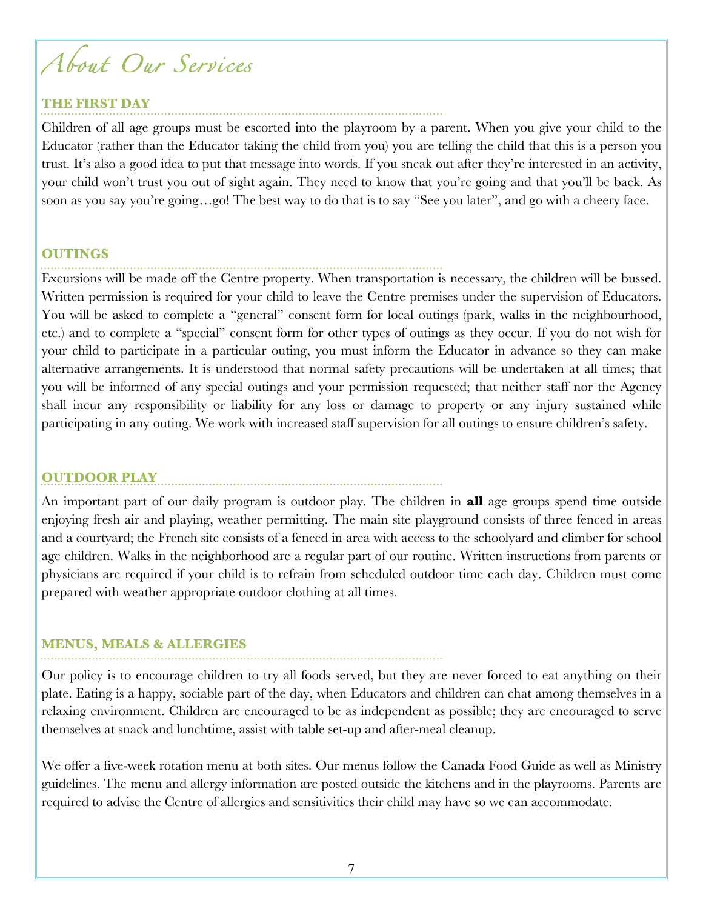# About Our Services

## THE FIRST DAY

Children of all age groups must be escorted into the playroom by a parent. When you give your child to the Educator (rather than the Educator taking the child from you) you are telling the child that this is a person you trust. It's also a good idea to put that message into words. If you sneak out after they're interested in an activity, your child won't trust you out of sight again. They need to know that you're going and that you'll be back. As soon as you say you're going…go! The best way to do that is to say "See you later", and go with a cheery face.

## OUTINGS

Excursions will be made off the Centre property. When transportation is necessary, the children will be bussed. Written permission is required for your child to leave the Centre premises under the supervision of Educators. You will be asked to complete a "general" consent form for local outings (park, walks in the neighbourhood, etc.) and to complete a "special" consent form for other types of outings as they occur. If you do not wish for your child to participate in a particular outing, you must inform the Educator in advance so they can make alternative arrangements. It is understood that normal safety precautions will be undertaken at all times; that you will be informed of any special outings and your permission requested; that neither staff nor the Agency shall incur any responsibility or liability for any loss or damage to property or any injury sustained while participating in any outing. We work with increased staff supervision for all outings to ensure children's safety.

## OUTDOOR PLAY

An important part of our daily program is outdoor play. The children in **all** age groups spend time outside enjoying fresh air and playing, weather permitting. The main site playground consists of three fenced in areas and a courtyard; the French site consists of a fenced in area with access to the schoolyard and climber for school age children. Walks in the neighborhood are a regular part of our routine. Written instructions from parents or physicians are required if your child is to refrain from scheduled outdoor time each day. Children must come prepared with weather appropriate outdoor clothing at all times.

## MENUS, MEALS & ALLERGIES

Our policy is to encourage children to try all foods served, but they are never forced to eat anything on their plate. Eating is a happy, sociable part of the day, when Educators and children can chat among themselves in a relaxing environment. Children are encouraged to be as independent as possible; they are encouraged to serve themselves at snack and lunchtime, assist with table set-up and after-meal cleanup.

We offer a five-week rotation menu at both sites. Our menus follow the Canada Food Guide as well as Ministry guidelines. The menu and allergy information are posted outside the kitchens and in the playrooms. Parents are required to advise the Centre of allergies and sensitivities their child may have so we can accommodate.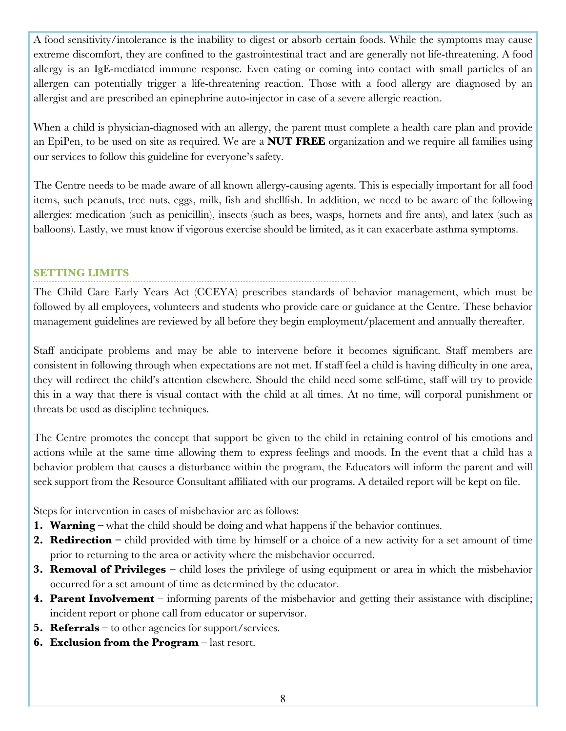A food sensitivity/intolerance is the inability to digest or absorb certain foods. While the symptoms may cause extreme discomfort, they are confined to the gastrointestinal tract and are generally not life-threatening. A food allergy is an IgE-mediated immune response. Even eating or coming into contact with small particles of an allergen can potentially trigger a life-threatening reaction. Those with a food allergy are diagnosed by an allergist and are prescribed an epinephrine auto-injector in case of a severe allergic reaction.

When a child is physician-diagnosed with an allergy, the parent must complete a health care plan and provide an EpiPen, to be used on site as required. We are a **NUT FREE** organization and we require all families using our services to follow this guideline for everyone's safety.

The Centre needs to be made aware of all known allergy-causing agents. This is especially important for all food items, such peanuts, tree nuts, eggs, milk, fish and shellfish. In addition, we need to be aware of the following allergies: medication (such as penicillin), insects (such as bees, wasps, hornets and fire ants), and latex (such as balloons). Lastly, we must know if vigorous exercise should be limited, as it can exacerbate asthma symptoms.

## SETTING LIMITS

The Child Care Early Years Act (CCEYA) prescribes standards of behavior management, which must be followed by all employees, volunteers and students who provide care or guidance at the Centre. These behavior management guidelines are reviewed by all before they begin employment/placement and annually thereafter.

Staff anticipate problems and may be able to intervene before it becomes significant. Staff members are consistent in following through when expectations are not met. If staff feel a child is having difficulty in one area, they will redirect the child's attention elsewhere. Should the child need some self-time, staff will try to provide this in a way that there is visual contact with the child at all times. At no time, will corporal punishment or threats be used as discipline techniques.

The Centre promotes the concept that support be given to the child in retaining control of his emotions and actions while at the same time allowing them to express feelings and moods. In the event that a child has a behavior problem that causes a disturbance within the program, the Educators will inform the parent and will seek support from the Resource Consultant affiliated with our programs. A detailed report will be kept on file.

Steps for intervention in cases of misbehavior are as follows:

1. **Warning** – what the child should be doing and what happens if the behavior continues.
2. **Redirection** – child provided with time by himself or a choice of a new activity for a set amount of time prior to returning to the area or activity where the misbehavior occurred.
3. **Removal of Privileges** – child loses the privilege of using equipment or area in which the misbehavior occurred for a set amount of time as determined by the educator.
4. **Parent Involvement** – informing parents of the misbehavior and getting their assistance with discipline; incident report or phone call from educator or supervisor.
5. **Referrals** – to other agencies for support/services.
6. **Exclusion from the Program** – last resort.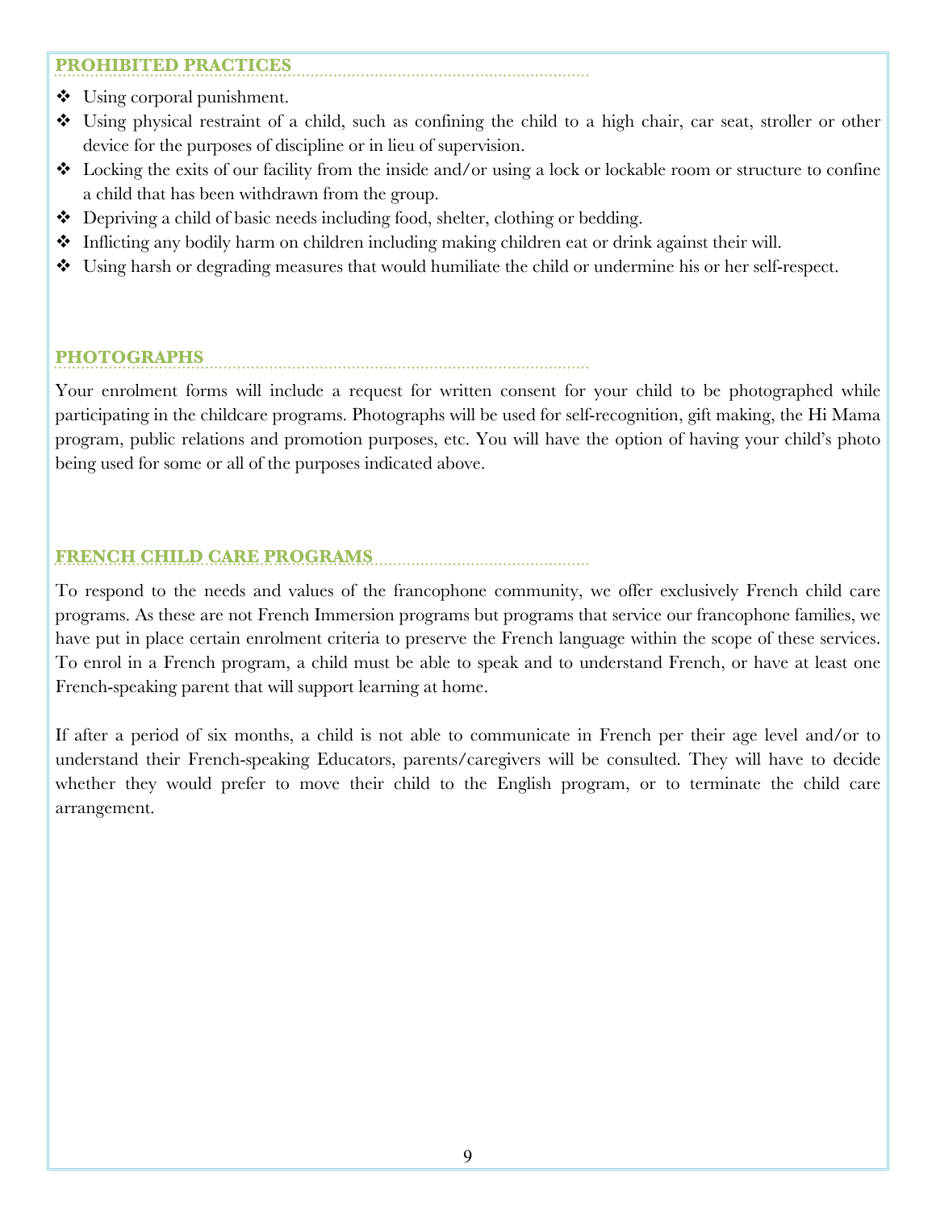## PROHIBITED PRACTICES

- Using corporal punishment.
- Using physical restraint of a child, such as confining the child to a high chair, car seat, stroller or other device for the purposes of discipline or in lieu of supervision.
- Locking the exits of our facility from the inside and/or using a lock or lockable room or structure to confine a child that has been withdrawn from the group.
- Depriving a child of basic needs including food, shelter, clothing or bedding.
- Inflicting any bodily harm on children including making children eat or drink against their will.
- Using harsh or degrading measures that would humiliate the child or undermine his or her self-respect.

## PHOTOGRAPHS

Your enrolment forms will include a request for written consent for your child to be photographed while participating in the childcare programs. Photographs will be used for self-recognition, gift making, the Hi Mama program, public relations and promotion purposes, etc. You will have the option of having your child's photo being used for some or all of the purposes indicated above.

## FRENCH CHILD CARE PROGRAMS

To respond to the needs and values of the francophone community, we offer exclusively French child care programs. As these are not French Immersion programs but programs that service our francophone families, we have put in place certain enrolment criteria to preserve the French language within the scope of these services. To enrol in a French program, a child must be able to speak and to understand French, or have at least one French-speaking parent that will support learning at home.

If after a period of six months, a child is not able to communicate in French per their age level and/or to understand their French-speaking Educators, parents/caregivers will be consulted. They will have to decide whether they would prefer to move their child to the English program, or to terminate the child care arrangement.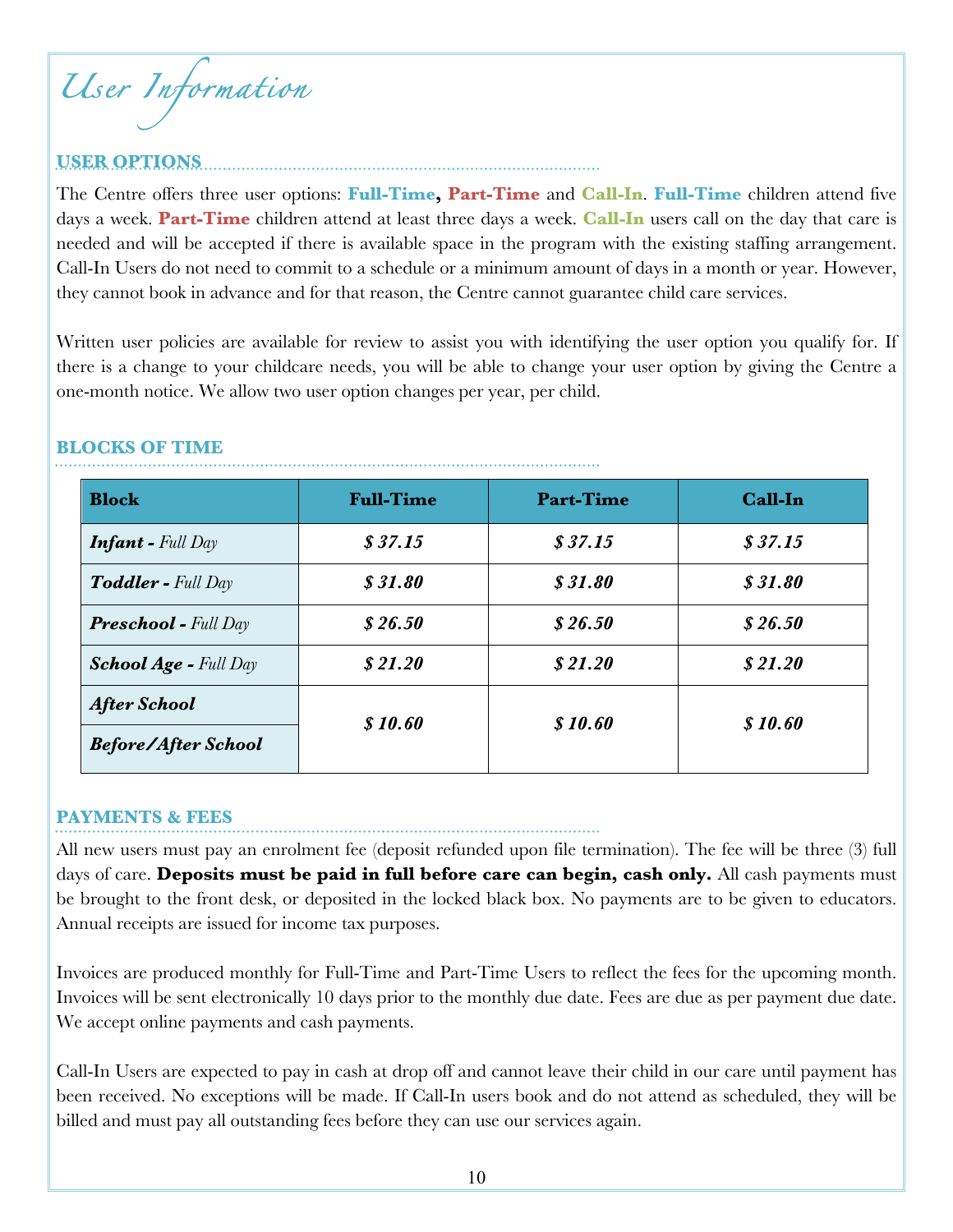# User Information

## USER OPTIONS

The Centre offers three user options: **Full-Time, Part-Time** and **Call-In**. **Full-Time** children attend five days a week. **Part-Time** children attend at least three days a week. **Call-In** users call on the day that care is needed and will be accepted if there is available space in the program with the existing staffing arrangement. Call-In Users do not need to commit to a schedule or a minimum amount of days in a month or year. However, they cannot book in advance and for that reason, the Centre cannot guarantee child care services.

Written user policies are available for review to assist you with identifying the user option you qualify for. If there is a change to your childcare needs, you will be able to change your user option by giving the Centre a one-month notice. We allow two user option changes per year, per child.

## BLOCKS OF TIME

| Block | Full-Time | Part-Time | Call-In |
|---|---|---|---|
| ***Infant -*** *Full Day* | ***$ 37.15*** | ***$ 37.15*** | ***$ 37.15*** |
| ***Toddler -*** *Full Day* | ***$ 31.80*** | ***$ 31.80*** | ***$ 31.80*** |
| ***Preschool -*** *Full Day* | ***$ 26.50*** | ***$ 26.50*** | ***$ 26.50*** |
| ***School Age -*** *Full Day* | ***$ 21.20*** | ***$ 21.20*** | ***$ 21.20*** |
| ***After School*** | ***$ 10.60*** | ***$ 10.60*** | ***$ 10.60*** |
| ***Before/After School*** | | | |

## PAYMENTS & FEES

All new users must pay an enrolment fee (deposit refunded upon file termination). The fee will be three (3) full days of care. **Deposits must be paid in full before care can begin, cash only.** All cash payments must be brought to the front desk, or deposited in the locked black box. No payments are to be given to educators. Annual receipts are issued for income tax purposes.

Invoices are produced monthly for Full-Time and Part-Time Users to reflect the fees for the upcoming month. Invoices will be sent electronically 10 days prior to the monthly due date. Fees are due as per payment due date. We accept online payments and cash payments.

Call-In Users are expected to pay in cash at drop off and cannot leave their child in our care until payment has been received. No exceptions will be made. If Call-In users book and do not attend as scheduled, they will be billed and must pay all outstanding fees before they can use our services again.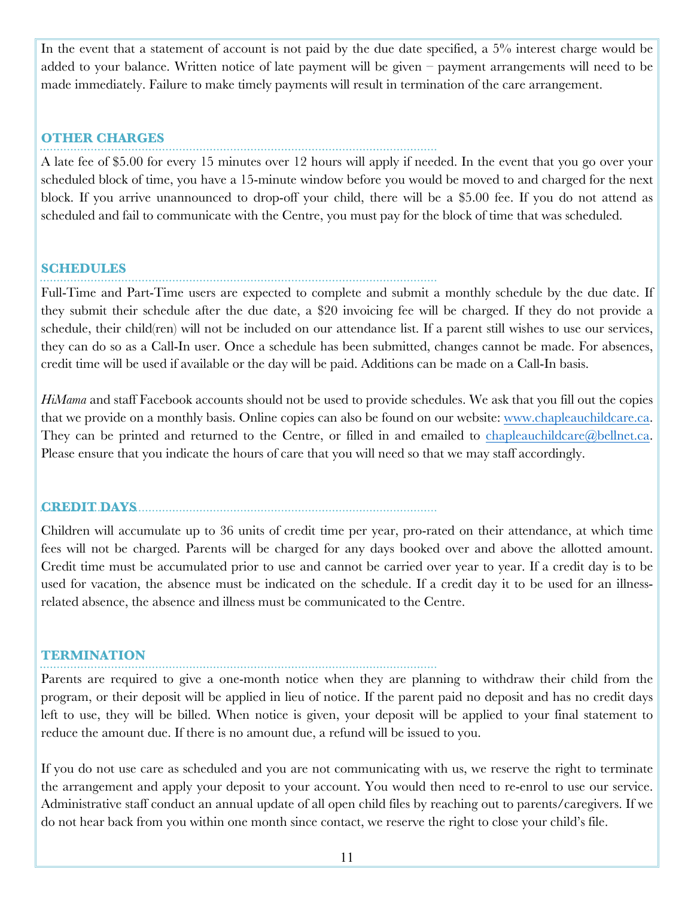In the event that a statement of account is not paid by the due date specified, a 5% interest charge would be added to your balance. Written notice of late payment will be given – payment arrangements will need to be made immediately. Failure to make timely payments will result in termination of the care arrangement.

## OTHER CHARGES

A late fee of $5.00 for every 15 minutes over 12 hours will apply if needed. In the event that you go over your scheduled block of time, you have a 15-minute window before you would be moved to and charged for the next block. If you arrive unannounced to drop-off your child, there will be a $5.00 fee. If you do not attend as scheduled and fail to communicate with the Centre, you must pay for the block of time that was scheduled.

## SCHEDULES

Full-Time and Part-Time users are expected to complete and submit a monthly schedule by the due date. If they submit their schedule after the due date, a $20 invoicing fee will be charged. If they do not provide a schedule, their child(ren) will not be included on our attendance list. If a parent still wishes to use our services, they can do so as a Call-In user. Once a schedule has been submitted, changes cannot be made. For absences, credit time will be used if available or the day will be paid. Additions can be made on a Call-In basis.

*HiMama* and staff Facebook accounts should not be used to provide schedules. We ask that you fill out the copies that we provide on a monthly basis. Online copies can also be found on our website: [www.chapleauchildcare.ca](http://www.chapleauchildcare.ca). They can be printed and returned to the Centre, or filled in and emailed to [chapleauchildcare@bellnet.ca](mailto:chapleauchildcare@bellnet.ca). Please ensure that you indicate the hours of care that you will need so that we may staff accordingly.

## CREDIT DAYS

Children will accumulate up to 36 units of credit time per year, pro-rated on their attendance, at which time fees will not be charged. Parents will be charged for any days booked over and above the allotted amount. Credit time must be accumulated prior to use and cannot be carried over year to year. If a credit day is to be used for vacation, the absence must be indicated on the schedule. If a credit day it to be used for an illness-related absence, the absence and illness must be communicated to the Centre.

## TERMINATION

Parents are required to give a one-month notice when they are planning to withdraw their child from the program, or their deposit will be applied in lieu of notice. If the parent paid no deposit and has no credit days left to use, they will be billed. When notice is given, your deposit will be applied to your final statement to reduce the amount due. If there is no amount due, a refund will be issued to you.

If you do not use care as scheduled and you are not communicating with us, we reserve the right to terminate the arrangement and apply your deposit to your account. You would then need to re-enrol to use our service. Administrative staff conduct an annual update of all open child files by reaching out to parents/caregivers. If we do not hear back from you within one month since contact, we reserve the right to close your child's file.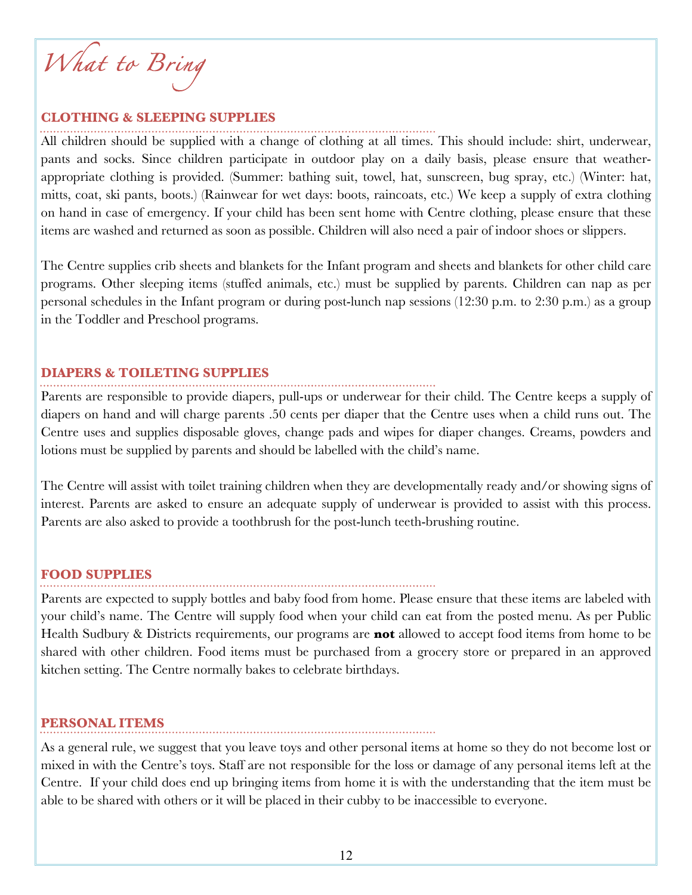# *What to Bring*

## CLOTHING & SLEEPING SUPPLIES

All children should be supplied with a change of clothing at all times. This should include: shirt, underwear, pants and socks. Since children participate in outdoor play on a daily basis, please ensure that weather-appropriate clothing is provided. (Summer: bathing suit, towel, hat, sunscreen, bug spray, etc.) (Winter: hat, mitts, coat, ski pants, boots.) (Rainwear for wet days: boots, raincoats, etc.) We keep a supply of extra clothing on hand in case of emergency. If your child has been sent home with Centre clothing, please ensure that these items are washed and returned as soon as possible. Children will also need a pair of indoor shoes or slippers.

The Centre supplies crib sheets and blankets for the Infant program and sheets and blankets for other child care programs. Other sleeping items (stuffed animals, etc.) must be supplied by parents. Children can nap as per personal schedules in the Infant program or during post-lunch nap sessions (12:30 p.m. to 2:30 p.m.) as a group in the Toddler and Preschool programs.

## DIAPERS & TOILETING SUPPLIES

Parents are responsible to provide diapers, pull-ups or underwear for their child. The Centre keeps a supply of diapers on hand and will charge parents .50 cents per diaper that the Centre uses when a child runs out. The Centre uses and supplies disposable gloves, change pads and wipes for diaper changes. Creams, powders and lotions must be supplied by parents and should be labelled with the child's name.

The Centre will assist with toilet training children when they are developmentally ready and/or showing signs of interest. Parents are asked to ensure an adequate supply of underwear is provided to assist with this process. Parents are also asked to provide a toothbrush for the post-lunch teeth-brushing routine.

## FOOD SUPPLIES

Parents are expected to supply bottles and baby food from home. Please ensure that these items are labeled with your child's name. The Centre will supply food when your child can eat from the posted menu. As per Public Health Sudbury & Districts requirements, our programs are **not** allowed to accept food items from home to be shared with other children. Food items must be purchased from a grocery store or prepared in an approved kitchen setting. The Centre normally bakes to celebrate birthdays.

## PERSONAL ITEMS

As a general rule, we suggest that you leave toys and other personal items at home so they do not become lost or mixed in with the Centre's toys. Staff are not responsible for the loss or damage of any personal items left at the Centre. If your child does end up bringing items from home it is with the understanding that the item must be able to be shared with others or it will be placed in their cubby to be inaccessible to everyone.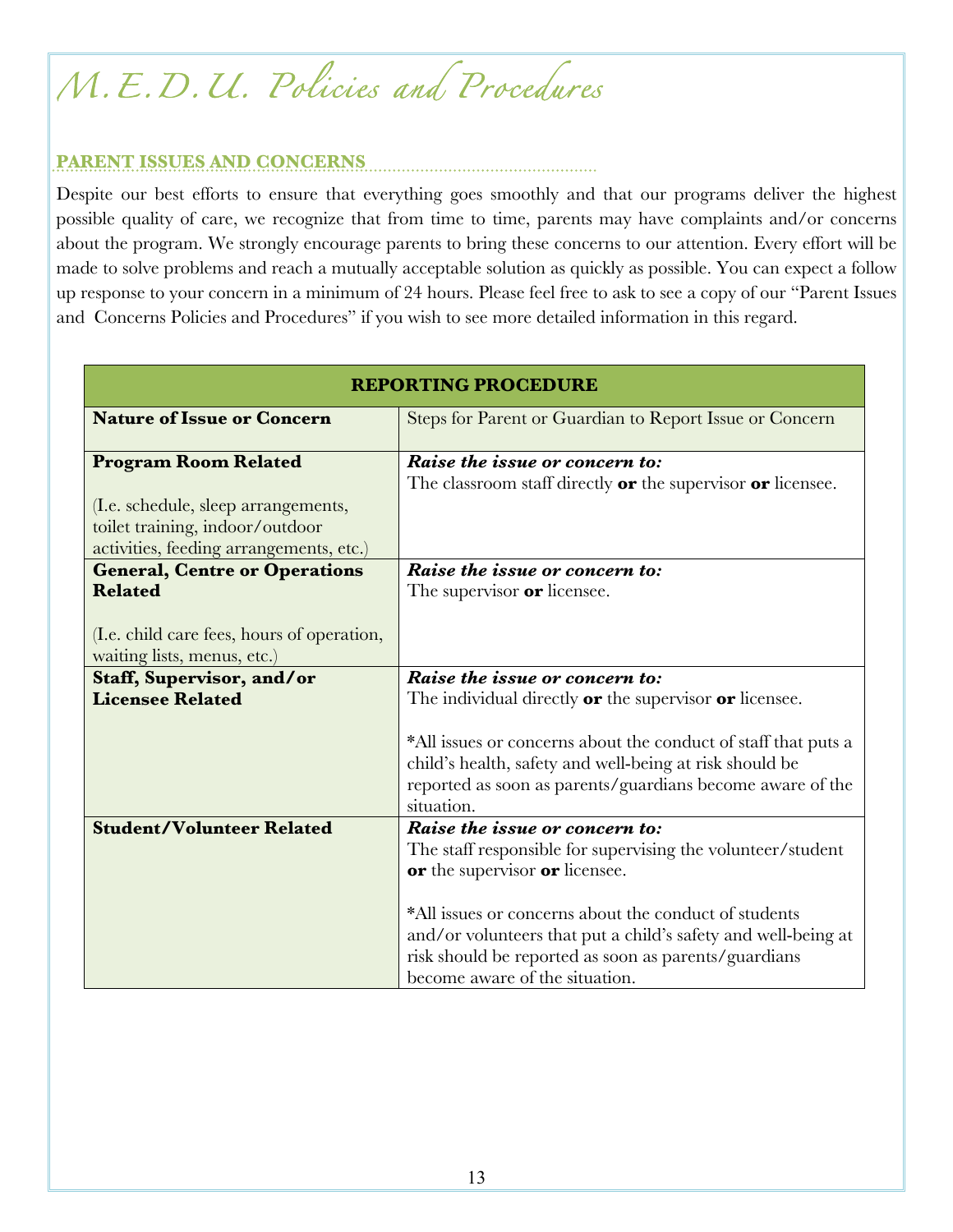# M.E.D.U. Policies and Procedures

## PARENT ISSUES AND CONCERNS

Despite our best efforts to ensure that everything goes smoothly and that our programs deliver the highest possible quality of care, we recognize that from time to time, parents may have complaints and/or concerns about the program. We strongly encourage parents to bring these concerns to our attention. Every effort will be made to solve problems and reach a mutually acceptable solution as quickly as possible. You can expect a follow up response to your concern in a minimum of 24 hours. Please feel free to ask to see a copy of our "Parent Issues and Concerns Policies and Procedures" if you wish to see more detailed information in this regard.

| REPORTING PROCEDURE | |
|---|---|
| **Nature of Issue or Concern** | Steps for Parent or Guardian to Report Issue or Concern |
| **Program Room Related**<br><br>(I.e. schedule, sleep arrangements, toilet training, indoor/outdoor activities, feeding arrangements, etc.) | ***Raise the issue or concern to:***<br>The classroom staff directly **or** the supervisor **or** licensee. |
| **General, Centre or Operations Related**<br><br>(I.e. child care fees, hours of operation, waiting lists, menus, etc.) | ***Raise the issue or concern to:***<br>The supervisor **or** licensee. |
| **Staff, Supervisor, and/or Licensee Related** | ***Raise the issue or concern to:***<br>The individual directly **or** the supervisor **or** licensee.<br><br>*All issues or concerns about the conduct of staff that puts a child's health, safety and well-being at risk should be reported as soon as parents/guardians become aware of the situation. |
| **Student/Volunteer Related** | ***Raise the issue or concern to:***<br>The staff responsible for supervising the volunteer/student **or** the supervisor **or** licensee.<br><br>*All issues or concerns about the conduct of students and/or volunteers that put a child's safety and well-being at risk should be reported as soon as parents/guardians become aware of the situation. |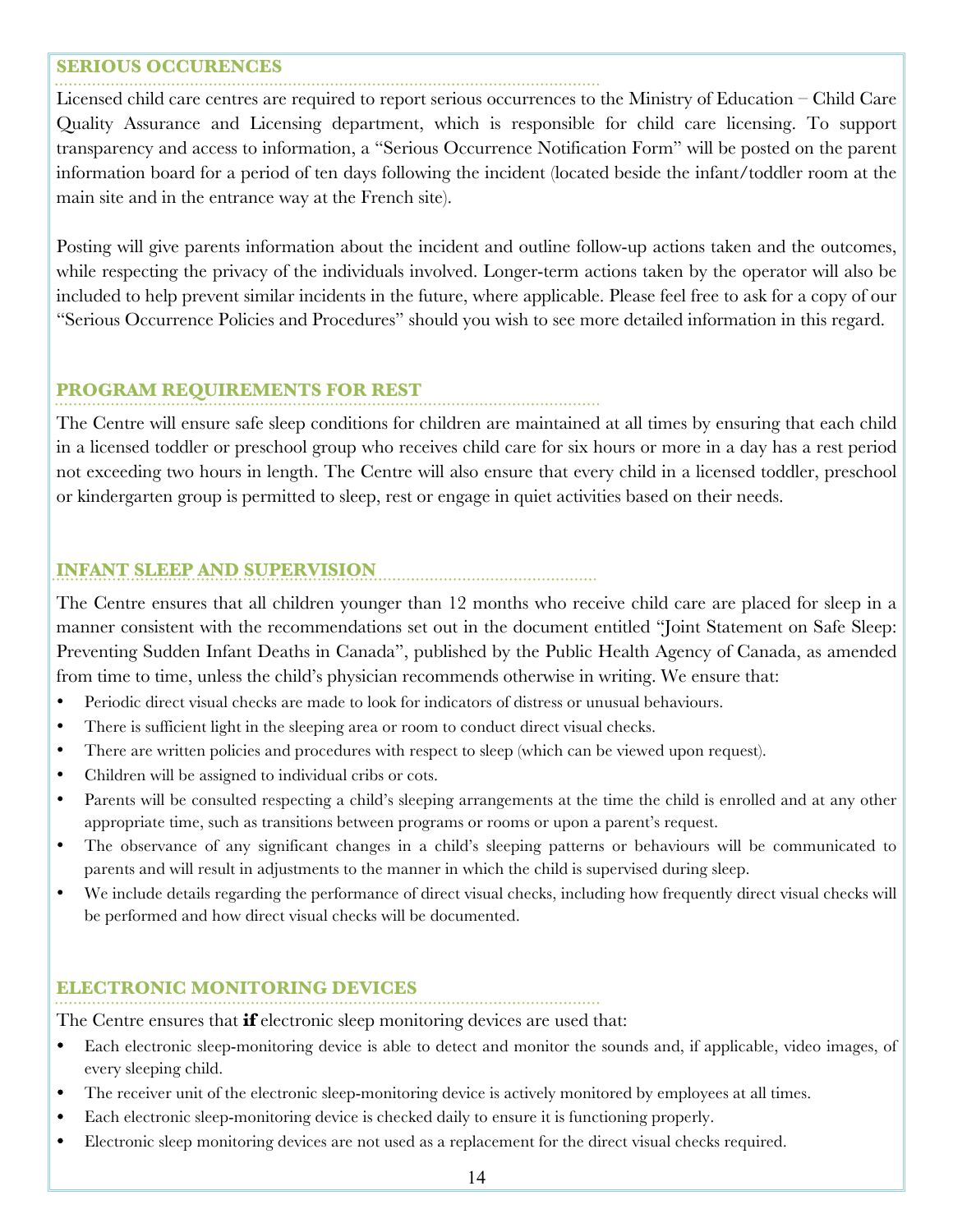## SERIOUS OCCURENCES

Licensed child care centres are required to report serious occurrences to the Ministry of Education – Child Care Quality Assurance and Licensing department, which is responsible for child care licensing. To support transparency and access to information, a "Serious Occurrence Notification Form" will be posted on the parent information board for a period of ten days following the incident (located beside the infant/toddler room at the main site and in the entrance way at the French site).

Posting will give parents information about the incident and outline follow-up actions taken and the outcomes, while respecting the privacy of the individuals involved. Longer-term actions taken by the operator will also be included to help prevent similar incidents in the future, where applicable. Please feel free to ask for a copy of our "Serious Occurrence Policies and Procedures" should you wish to see more detailed information in this regard.

## PROGRAM REQUIREMENTS FOR REST

The Centre will ensure safe sleep conditions for children are maintained at all times by ensuring that each child in a licensed toddler or preschool group who receives child care for six hours or more in a day has a rest period not exceeding two hours in length. The Centre will also ensure that every child in a licensed toddler, preschool or kindergarten group is permitted to sleep, rest or engage in quiet activities based on their needs.

## INFANT SLEEP AND SUPERVISION

The Centre ensures that all children younger than 12 months who receive child care are placed for sleep in a manner consistent with the recommendations set out in the document entitled "Joint Statement on Safe Sleep: Preventing Sudden Infant Deaths in Canada", published by the Public Health Agency of Canada, as amended from time to time, unless the child's physician recommends otherwise in writing. We ensure that:

- Periodic direct visual checks are made to look for indicators of distress or unusual behaviours.
- There is sufficient light in the sleeping area or room to conduct direct visual checks.
- There are written policies and procedures with respect to sleep (which can be viewed upon request).
- Children will be assigned to individual cribs or cots.
- Parents will be consulted respecting a child's sleeping arrangements at the time the child is enrolled and at any other appropriate time, such as transitions between programs or rooms or upon a parent's request.
- The observance of any significant changes in a child's sleeping patterns or behaviours will be communicated to parents and will result in adjustments to the manner in which the child is supervised during sleep.
- We include details regarding the performance of direct visual checks, including how frequently direct visual checks will be performed and how direct visual checks will be documented.

## ELECTRONIC MONITORING DEVICES

The Centre ensures that **if** electronic sleep monitoring devices are used that:

- Each electronic sleep-monitoring device is able to detect and monitor the sounds and, if applicable, video images, of every sleeping child.
- The receiver unit of the electronic sleep-monitoring device is actively monitored by employees at all times.
- Each electronic sleep-monitoring device is checked daily to ensure it is functioning properly.
- Electronic sleep monitoring devices are not used as a replacement for the direct visual checks required.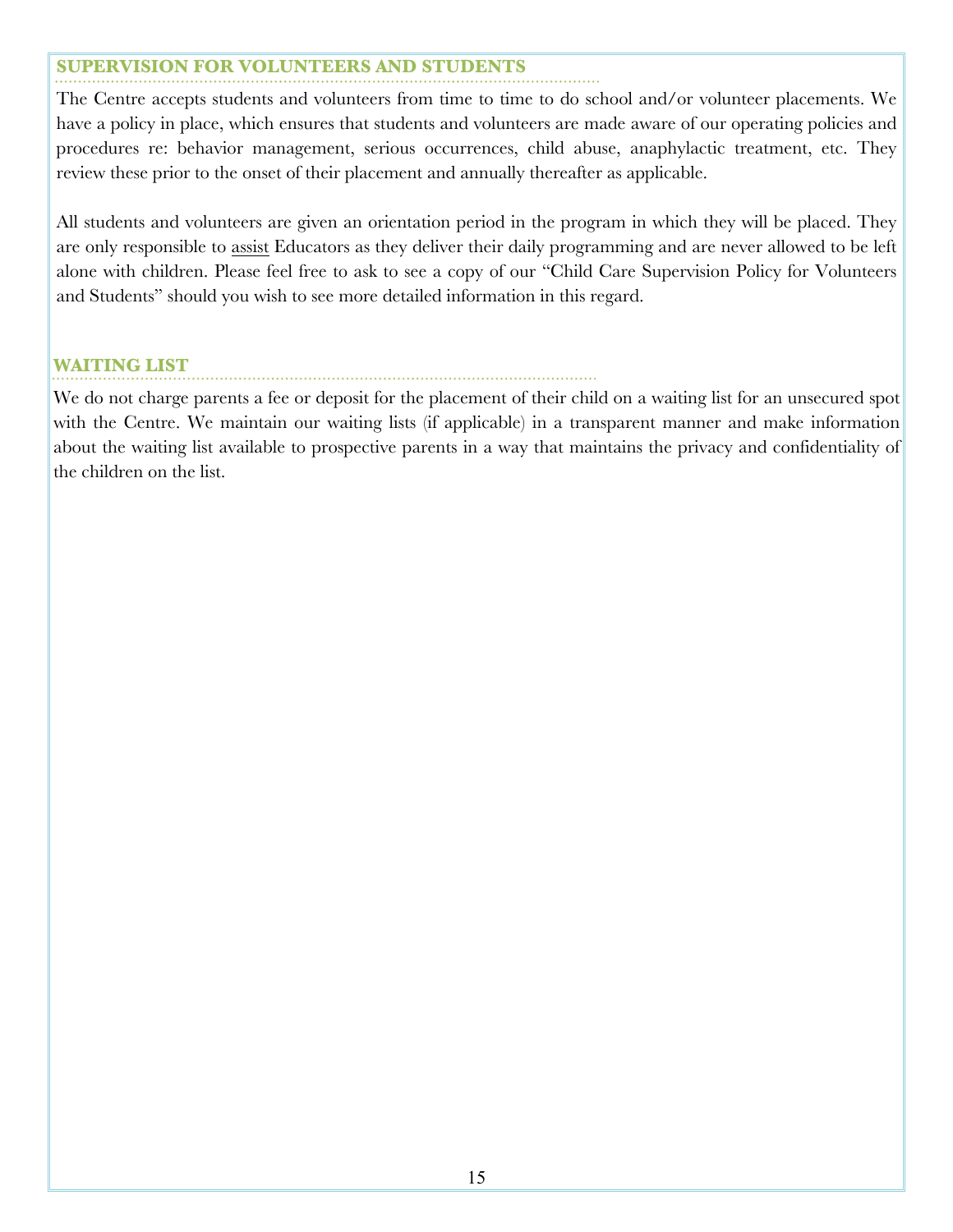## SUPERVISION FOR VOLUNTEERS AND STUDENTS

The Centre accepts students and volunteers from time to time to do school and/or volunteer placements. We have a policy in place, which ensures that students and volunteers are made aware of our operating policies and procedures re: behavior management, serious occurrences, child abuse, anaphylactic treatment, etc. They review these prior to the onset of their placement and annually thereafter as applicable.

All students and volunteers are given an orientation period in the program in which they will be placed. They are only responsible to <u>assist</u> Educators as they deliver their daily programming and are never allowed to be left alone with children. Please feel free to ask to see a copy of our "Child Care Supervision Policy for Volunteers and Students" should you wish to see more detailed information in this regard.

## WAITING LIST

We do not charge parents a fee or deposit for the placement of their child on a waiting list for an unsecured spot with the Centre. We maintain our waiting lists (if applicable) in a transparent manner and make information about the waiting list available to prospective parents in a way that maintains the privacy and confidentiality of the children on the list.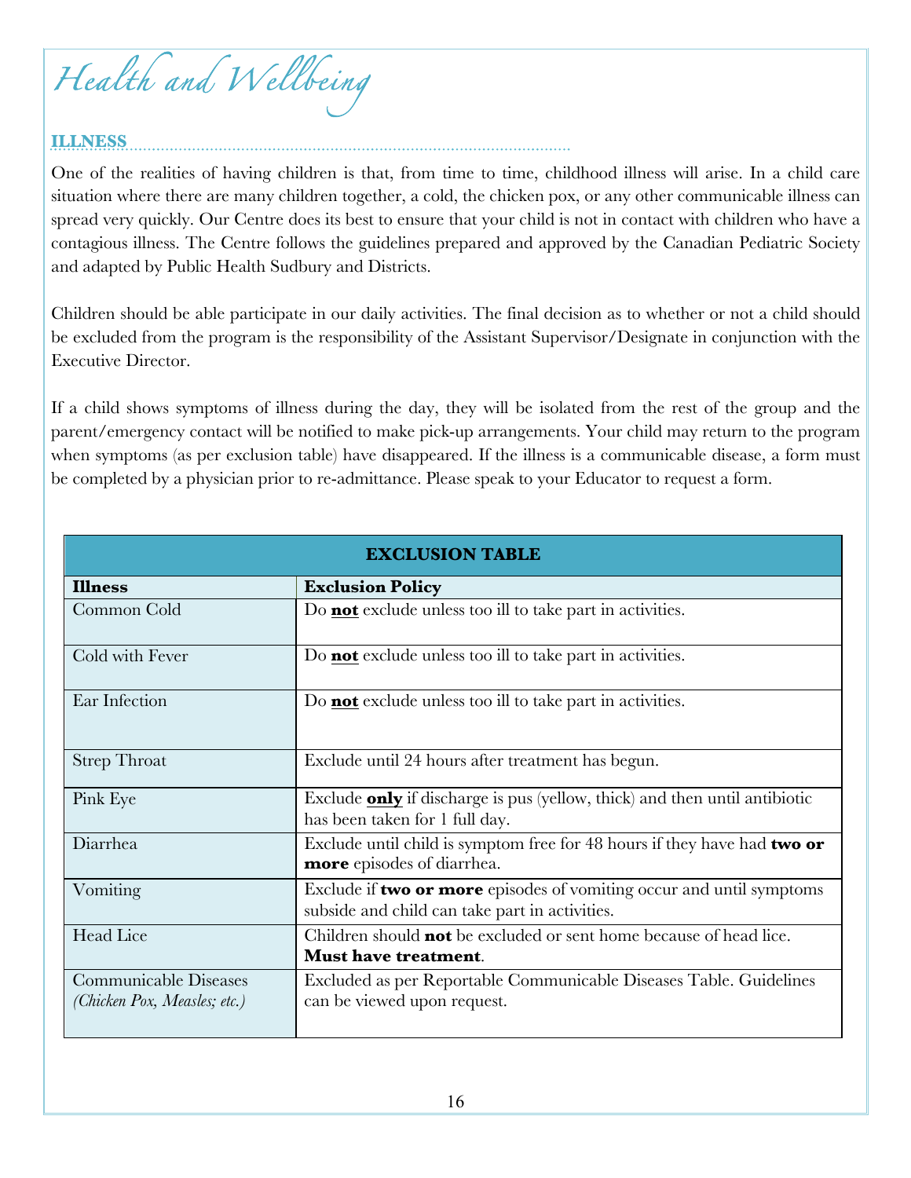# Health and Wellbeing

## ILLNESS

One of the realities of having children is that, from time to time, childhood illness will arise. In a child care situation where there are many children together, a cold, the chicken pox, or any other communicable illness can spread very quickly. Our Centre does its best to ensure that your child is not in contact with children who have a contagious illness. The Centre follows the guidelines prepared and approved by the Canadian Pediatric Society and adapted by Public Health Sudbury and Districts.

Children should be able participate in our daily activities. The final decision as to whether or not a child should be excluded from the program is the responsibility of the Assistant Supervisor/Designate in conjunction with the Executive Director.

If a child shows symptoms of illness during the day, they will be isolated from the rest of the group and the parent/emergency contact will be notified to make pick-up arrangements. Your child may return to the program when symptoms (as per exclusion table) have disappeared. If the illness is a communicable disease, a form must be completed by a physician prior to re-admittance. Please speak to your Educator to request a form.

**EXCLUSION TABLE**

| **Illness** | **Exclusion Policy** |
|---|---|
| Common Cold | Do **not** exclude unless too ill to take part in activities. |
| Cold with Fever | Do **not** exclude unless too ill to take part in activities. |
| Ear Infection | Do **not** exclude unless too ill to take part in activities. |
| Strep Throat | Exclude until 24 hours after treatment has begun. |
| Pink Eye | Exclude **only** if discharge is pus (yellow, thick) and then until antibiotic has been taken for 1 full day. |
| Diarrhea | Exclude until child is symptom free for 48 hours if they have had **two or more** episodes of diarrhea. |
| Vomiting | Exclude if **two or more** episodes of vomiting occur and until symptoms subside and child can take part in activities. |
| Head Lice | Children should **not** be excluded or sent home because of head lice. **Must have treatment**. |
| Communicable Diseases *(Chicken Pox, Measles; etc.)* | Excluded as per Reportable Communicable Diseases Table. Guidelines can be viewed upon request. |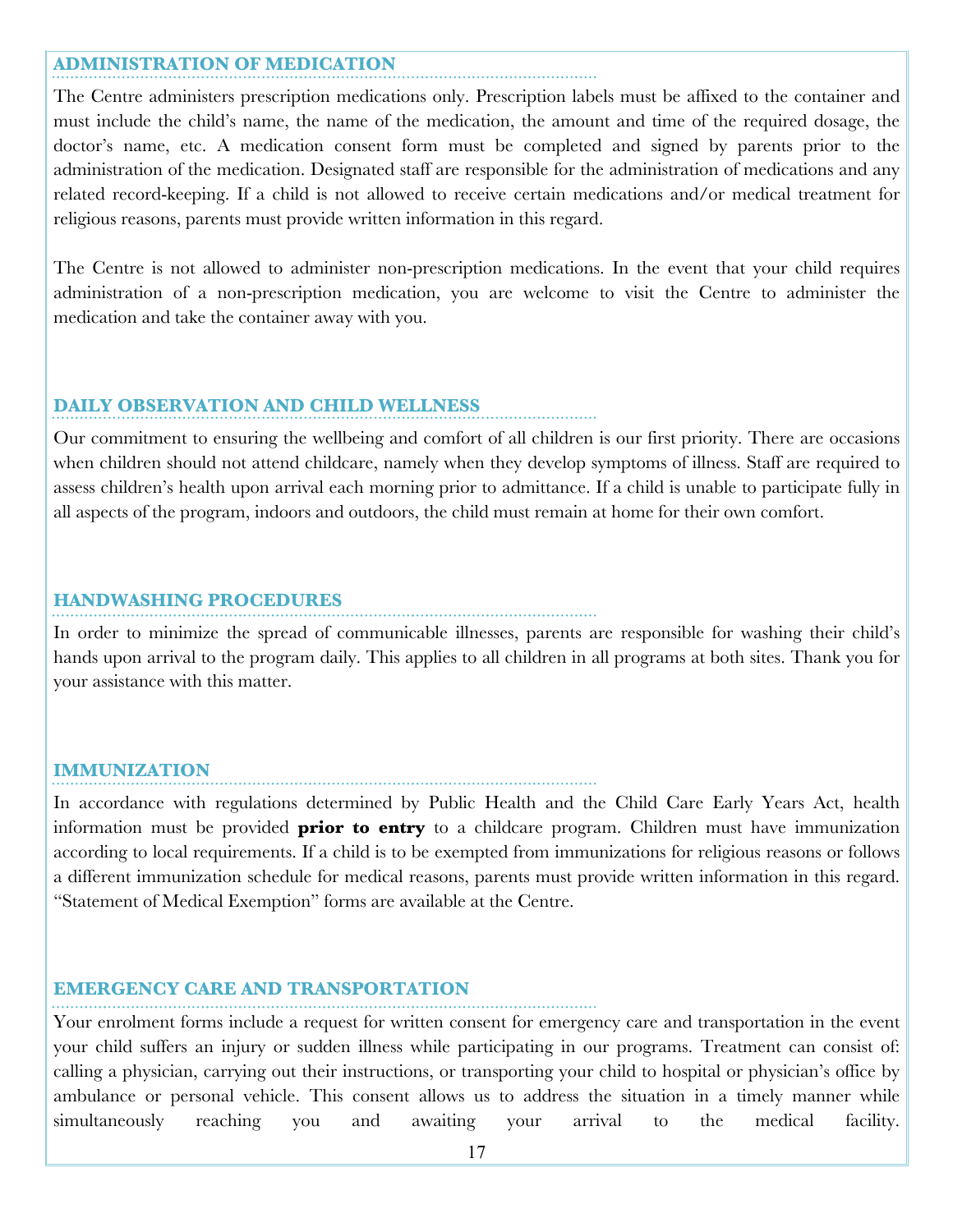## ADMINISTRATION OF MEDICATION

The Centre administers prescription medications only. Prescription labels must be affixed to the container and must include the child's name, the name of the medication, the amount and time of the required dosage, the doctor's name, etc. A medication consent form must be completed and signed by parents prior to the administration of the medication. Designated staff are responsible for the administration of medications and any related record-keeping. If a child is not allowed to receive certain medications and/or medical treatment for religious reasons, parents must provide written information in this regard.

The Centre is not allowed to administer non-prescription medications. In the event that your child requires administration of a non-prescription medication, you are welcome to visit the Centre to administer the medication and take the container away with you.

## DAILY OBSERVATION AND CHILD WELLNESS

Our commitment to ensuring the wellbeing and comfort of all children is our first priority. There are occasions when children should not attend childcare, namely when they develop symptoms of illness. Staff are required to assess children's health upon arrival each morning prior to admittance. If a child is unable to participate fully in all aspects of the program, indoors and outdoors, the child must remain at home for their own comfort.

## HANDWASHING PROCEDURES

In order to minimize the spread of communicable illnesses, parents are responsible for washing their child's hands upon arrival to the program daily. This applies to all children in all programs at both sites. Thank you for your assistance with this matter.

## IMMUNIZATION

In accordance with regulations determined by Public Health and the Child Care Early Years Act, health information must be provided **prior to entry** to a childcare program. Children must have immunization according to local requirements. If a child is to be exempted from immunizations for religious reasons or follows a different immunization schedule for medical reasons, parents must provide written information in this regard. "Statement of Medical Exemption" forms are available at the Centre.

## EMERGENCY CARE AND TRANSPORTATION

Your enrolment forms include a request for written consent for emergency care and transportation in the event your child suffers an injury or sudden illness while participating in our programs. Treatment can consist of: calling a physician, carrying out their instructions, or transporting your child to hospital or physician's office by ambulance or personal vehicle. This consent allows us to address the situation in a timely manner while simultaneously reaching you and awaiting your arrival to the medical facility.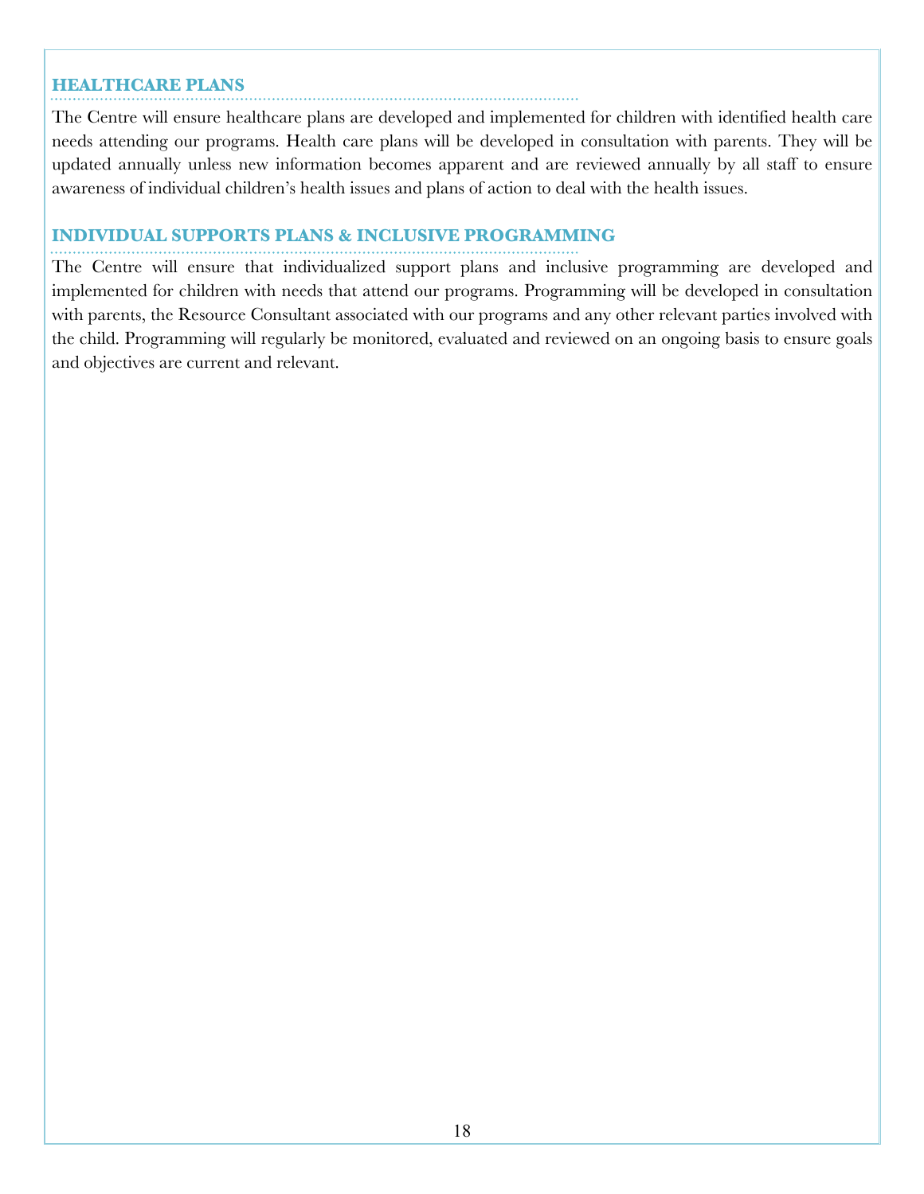## HEALTHCARE PLANS

The Centre will ensure healthcare plans are developed and implemented for children with identified health care needs attending our programs. Health care plans will be developed in consultation with parents. They will be updated annually unless new information becomes apparent and are reviewed annually by all staff to ensure awareness of individual children's health issues and plans of action to deal with the health issues.

## INDIVIDUAL SUPPORTS PLANS & INCLUSIVE PROGRAMMING

The Centre will ensure that individualized support plans and inclusive programming are developed and implemented for children with needs that attend our programs. Programming will be developed in consultation with parents, the Resource Consultant associated with our programs and any other relevant parties involved with the child. Programming will regularly be monitored, evaluated and reviewed on an ongoing basis to ensure goals and objectives are current and relevant.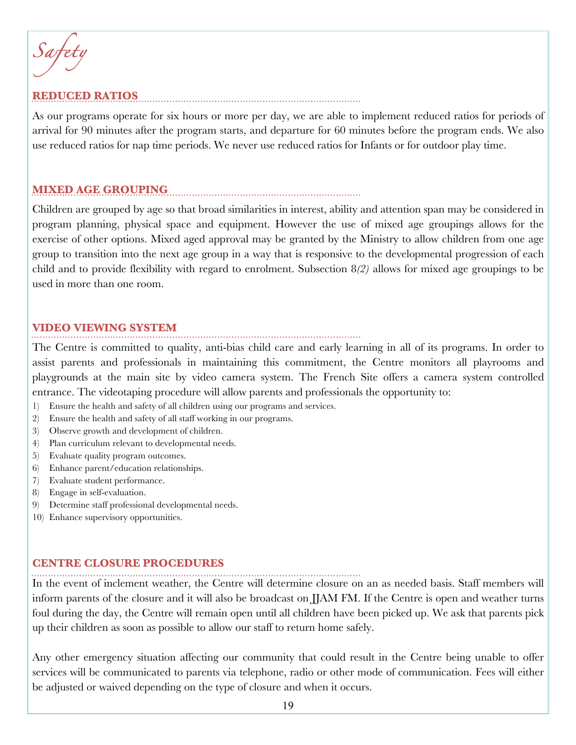# Safety

## REDUCED RATIOS

As our programs operate for six hours or more per day, we are able to implement reduced ratios for periods of arrival for 90 minutes after the program starts, and departure for 60 minutes before the program ends. We also use reduced ratios for nap time periods. We never use reduced ratios for Infants or for outdoor play time.

## MIXED AGE GROUPING

Children are grouped by age so that broad similarities in interest, ability and attention span may be considered in program planning, physical space and equipment. However the use of mixed age groupings allows for the exercise of other options. Mixed aged approval may be granted by the Ministry to allow children from one age group to transition into the next age group in a way that is responsive to the developmental progression of each child and to provide flexibility with regard to enrolment. Subsection 8*(2)* allows for mixed age groupings to be used in more than one room.

## VIDEO VIEWING SYSTEM

The Centre is committed to quality, anti-bias child care and early learning in all of its programs. In order to assist parents and professionals in maintaining this commitment, the Centre monitors all playrooms and playgrounds at the main site by video camera system. The French Site offers a camera system controlled entrance. The videotaping procedure will allow parents and professionals the opportunity to:

1) Ensure the health and safety of all children using our programs and services.
2) Ensure the health and safety of all staff working in our programs.
3) Observe growth and development of children.
4) Plan curriculum relevant to developmental needs.
5) Evaluate quality program outcomes.
6) Enhance parent/education relationships.
7) Evaluate student performance.
8) Engage in self-evaluation.
9) Determine staff professional developmental needs.
10) Enhance supervisory opportunities.

## CENTRE CLOSURE PROCEDURES

In the event of inclement weather, the Centre will determine closure on an as needed basis. Staff members will inform parents of the closure and it will also be broadcast on JJAM FM. If the Centre is open and weather turns foul during the day, the Centre will remain open until all children have been picked up. We ask that parents pick up their children as soon as possible to allow our staff to return home safely.

Any other emergency situation affecting our community that could result in the Centre being unable to offer services will be communicated to parents via telephone, radio or other mode of communication. Fees will either be adjusted or waived depending on the type of closure and when it occurs.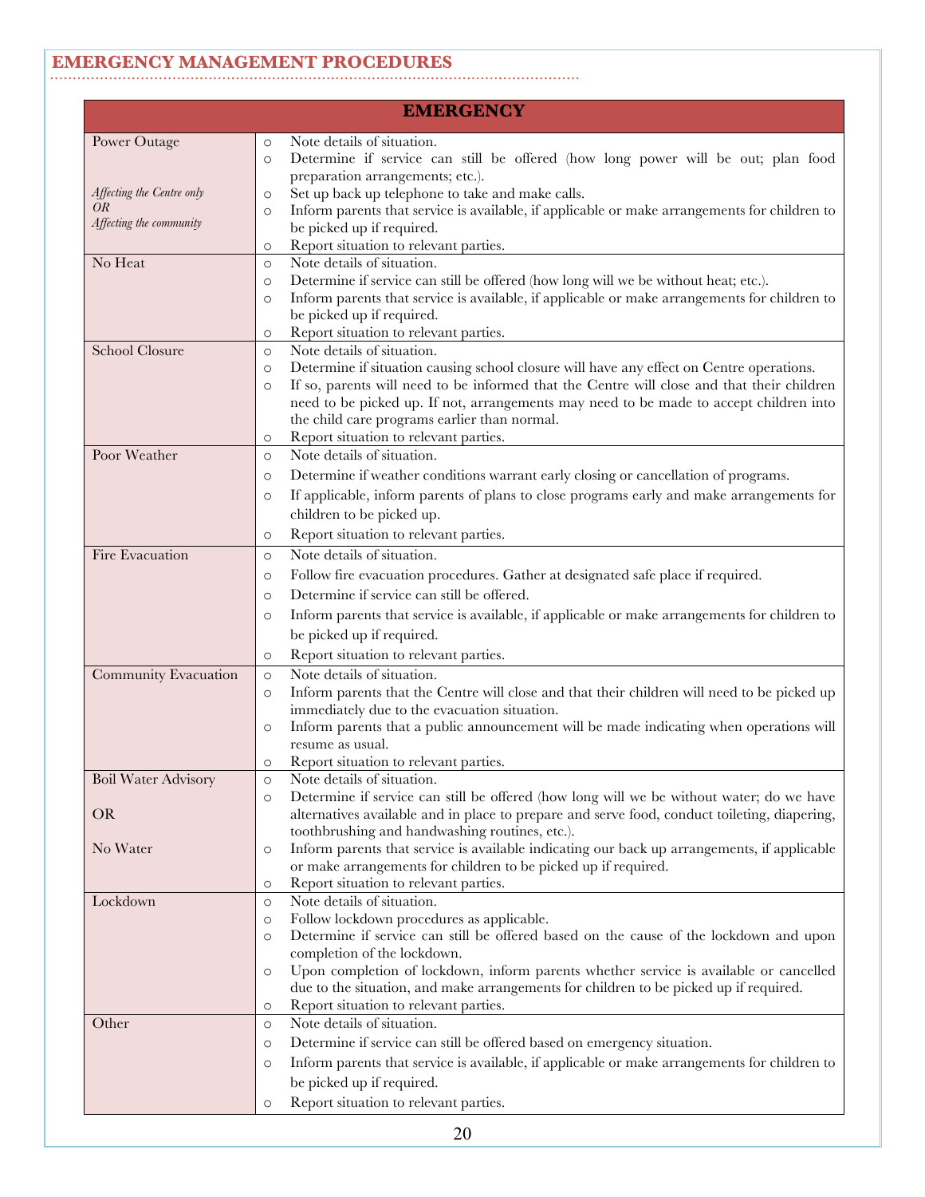## EMERGENCY MANAGEMENT PROCEDURES

| EMERGENCY | |
|---|---|
| Power Outage<br><br>*Affecting the Centre only*<br>*OR*<br>*Affecting the community* | ○ Note details of situation.<br>○ Determine if service can still be offered (how long power will be out; plan food preparation arrangements; etc.).<br>○ Set up back up telephone to take and make calls.<br>○ Inform parents that service is available, if applicable or make arrangements for children to be picked up if required.<br>○ Report situation to relevant parties. |
| No Heat | ○ Note details of situation.<br>○ Determine if service can still be offered (how long will we be without heat; etc.).<br>○ Inform parents that service is available, if applicable or make arrangements for children to be picked up if required.<br>○ Report situation to relevant parties. |
| School Closure | ○ Note details of situation.<br>○ Determine if situation causing school closure will have any effect on Centre operations.<br>○ If so, parents will need to be informed that the Centre will close and that their children need to be picked up. If not, arrangements may need to be made to accept children into the child care programs earlier than normal.<br>○ Report situation to relevant parties. |
| Poor Weather | ○ Note details of situation.<br>○ Determine if weather conditions warrant early closing or cancellation of programs.<br>○ If applicable, inform parents of plans to close programs early and make arrangements for children to be picked up.<br>○ Report situation to relevant parties. |
| Fire Evacuation | ○ Note details of situation.<br>○ Follow fire evacuation procedures. Gather at designated safe place if required.<br>○ Determine if service can still be offered.<br>○ Inform parents that service is available, if applicable or make arrangements for children to be picked up if required.<br>○ Report situation to relevant parties. |
| Community Evacuation | ○ Note details of situation.<br>○ Inform parents that the Centre will close and that their children will need to be picked up immediately due to the evacuation situation.<br>○ Inform parents that a public announcement will be made indicating when operations will resume as usual.<br>○ Report situation to relevant parties. |
| Boil Water Advisory<br><br>OR<br><br>No Water | ○ Note details of situation.<br>○ Determine if service can still be offered (how long will we be without water; do we have alternatives available and in place to prepare and serve food, conduct toileting, diapering, toothbrushing and handwashing routines, etc.).<br>○ Inform parents that service is available indicating our back up arrangements, if applicable or make arrangements for children to be picked up if required.<br>○ Report situation to relevant parties. |
| Lockdown | ○ Note details of situation.<br>○ Follow lockdown procedures as applicable.<br>○ Determine if service can still be offered based on the cause of the lockdown and upon completion of the lockdown.<br>○ Upon completion of lockdown, inform parents whether service is available or cancelled due to the situation, and make arrangements for children to be picked up if required.<br>○ Report situation to relevant parties. |
| Other | ○ Note details of situation.<br>○ Determine if service can still be offered based on emergency situation.<br>○ Inform parents that service is available, if applicable or make arrangements for children to be picked up if required.<br>○ Report situation to relevant parties. |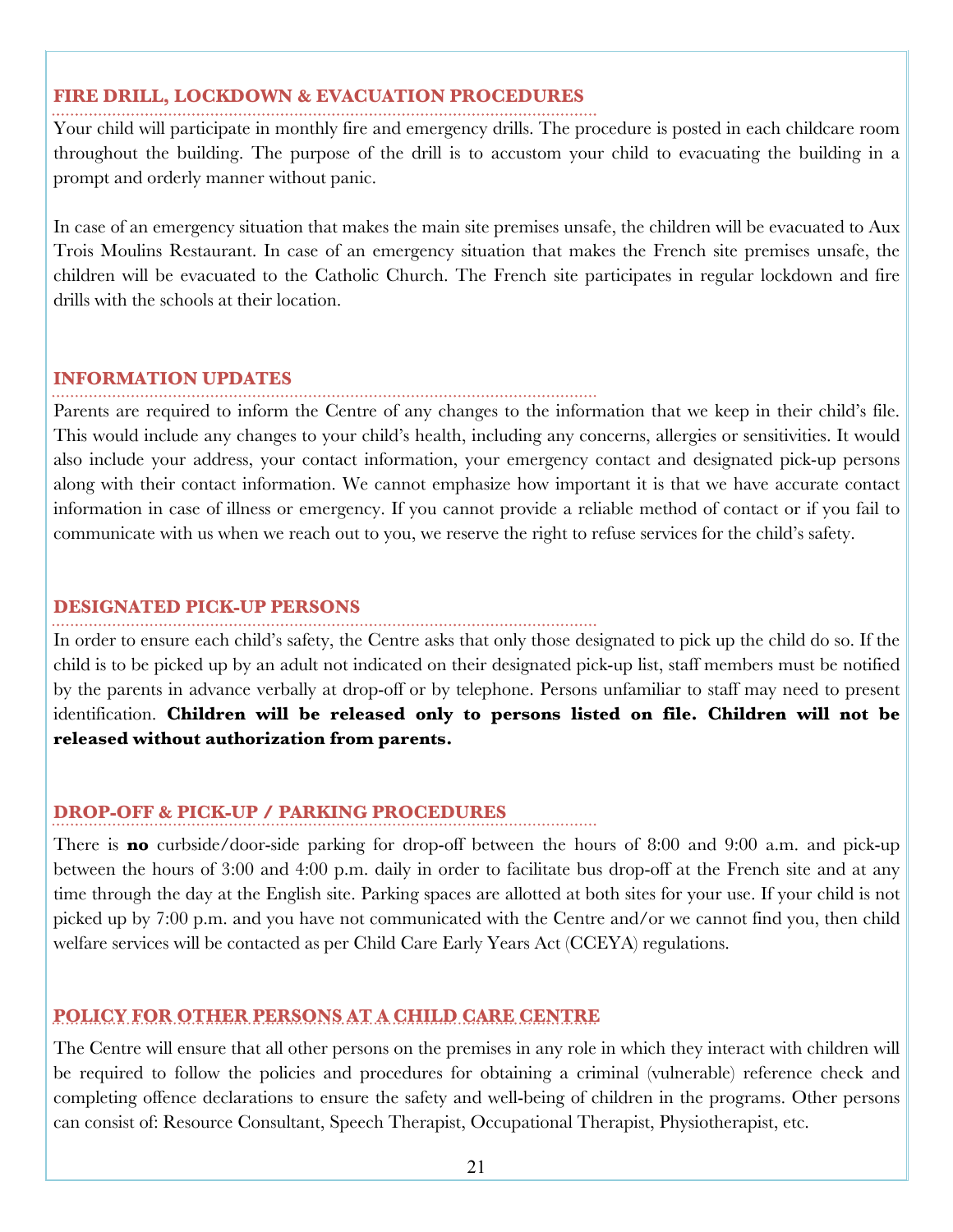## FIRE DRILL, LOCKDOWN & EVACUATION PROCEDURES

Your child will participate in monthly fire and emergency drills. The procedure is posted in each childcare room throughout the building. The purpose of the drill is to accustom your child to evacuating the building in a prompt and orderly manner without panic.

In case of an emergency situation that makes the main site premises unsafe, the children will be evacuated to Aux Trois Moulins Restaurant. In case of an emergency situation that makes the French site premises unsafe, the children will be evacuated to the Catholic Church. The French site participates in regular lockdown and fire drills with the schools at their location.

## INFORMATION UPDATES

Parents are required to inform the Centre of any changes to the information that we keep in their child's file. This would include any changes to your child's health, including any concerns, allergies or sensitivities. It would also include your address, your contact information, your emergency contact and designated pick-up persons along with their contact information. We cannot emphasize how important it is that we have accurate contact information in case of illness or emergency. If you cannot provide a reliable method of contact or if you fail to communicate with us when we reach out to you, we reserve the right to refuse services for the child's safety.

## DESIGNATED PICK-UP PERSONS

In order to ensure each child's safety, the Centre asks that only those designated to pick up the child do so. If the child is to be picked up by an adult not indicated on their designated pick-up list, staff members must be notified by the parents in advance verbally at drop-off or by telephone. Persons unfamiliar to staff may need to present identification. **Children will be released only to persons listed on file. Children will not be released without authorization from parents.**

## DROP-OFF & PICK-UP / PARKING PROCEDURES

There is **no** curbside/door-side parking for drop-off between the hours of 8:00 and 9:00 a.m. and pick-up between the hours of 3:00 and 4:00 p.m. daily in order to facilitate bus drop-off at the French site and at any time through the day at the English site. Parking spaces are allotted at both sites for your use. If your child is not picked up by 7:00 p.m. and you have not communicated with the Centre and/or we cannot find you, then child welfare services will be contacted as per Child Care Early Years Act (CCEYA) regulations.

## POLICY FOR OTHER PERSONS AT A CHILD CARE CENTRE

The Centre will ensure that all other persons on the premises in any role in which they interact with children will be required to follow the policies and procedures for obtaining a criminal (vulnerable) reference check and completing offence declarations to ensure the safety and well-being of children in the programs. Other persons can consist of: Resource Consultant, Speech Therapist, Occupational Therapist, Physiotherapist, etc.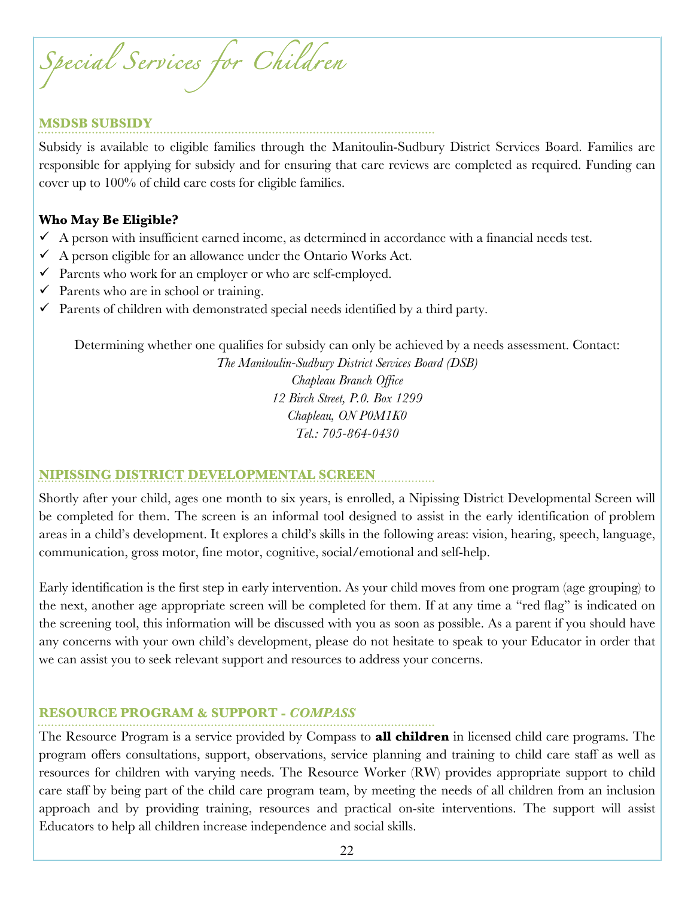# Special Services for Children

## MSDSB SUBSIDY

Subsidy is available to eligible families through the Manitoulin-Sudbury District Services Board. Families are responsible for applying for subsidy and for ensuring that care reviews are completed as required. Funding can cover up to 100% of child care costs for eligible families.

**Who May Be Eligible?**

- ✓ A person with insufficient earned income, as determined in accordance with a financial needs test.
- ✓ A person eligible for an allowance under the Ontario Works Act.
- ✓ Parents who work for an employer or who are self-employed.
- ✓ Parents who are in school or training.
- ✓ Parents of children with demonstrated special needs identified by a third party.

Determining whether one qualifies for subsidy can only be achieved by a needs assessment. Contact:

*The Manitoulin-Sudbury District Services Board (DSB)*
*Chapleau Branch Office*
*12 Birch Street, P.0. Box 1299*
*Chapleau, ON P0M1K0*
*Tel.: 705-864-0430*

## NIPISSING DISTRICT DEVELOPMENTAL SCREEN

Shortly after your child, ages one month to six years, is enrolled, a Nipissing District Developmental Screen will be completed for them. The screen is an informal tool designed to assist in the early identification of problem areas in a child's development. It explores a child's skills in the following areas: vision, hearing, speech, language, communication, gross motor, fine motor, cognitive, social/emotional and self-help.

Early identification is the first step in early intervention. As your child moves from one program (age grouping) to the next, another age appropriate screen will be completed for them. If at any time a "red flag" is indicated on the screening tool, this information will be discussed with you as soon as possible. As a parent if you should have any concerns with your own child's development, please do not hesitate to speak to your Educator in order that we can assist you to seek relevant support and resources to address your concerns.

## RESOURCE PROGRAM & SUPPORT - *COMPASS*

The Resource Program is a service provided by Compass to **all children** in licensed child care programs. The program offers consultations, support, observations, service planning and training to child care staff as well as resources for children with varying needs. The Resource Worker (RW) provides appropriate support to child care staff by being part of the child care program team, by meeting the needs of all children from an inclusion approach and by providing training, resources and practical on-site interventions. The support will assist Educators to help all children increase independence and social skills.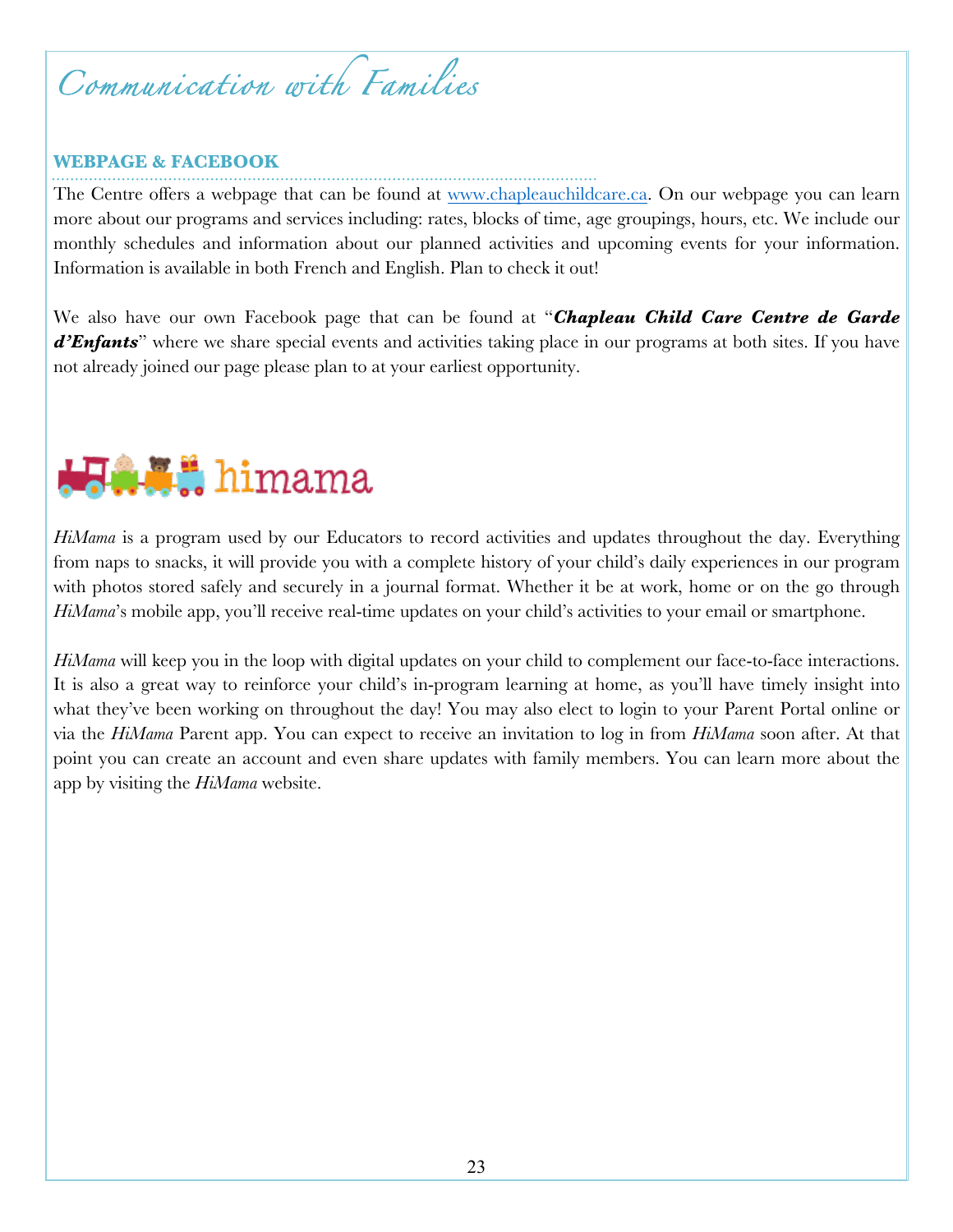# Communication with Families

## WEBPAGE & FACEBOOK

The Centre offers a webpage that can be found at [www.chapleauchildcare.ca](http://www.chapleauchildcare.ca). On our webpage you can learn more about our programs and services including: rates, blocks of time, age groupings, hours, etc. We include our monthly schedules and information about our planned activities and upcoming events for your information. Information is available in both French and English. Plan to check it out!

We also have our own Facebook page that can be found at "***Chapleau Child Care Centre de Garde d'Enfants***" where we share special events and activities taking place in our programs at both sites. If you have not already joined our page please plan to at your earliest opportunity.

## himama

*HiMama* is a program used by our Educators to record activities and updates throughout the day. Everything from naps to snacks, it will provide you with a complete history of your child's daily experiences in our program with photos stored safely and securely in a journal format. Whether it be at work, home or on the go through *HiMama*'s mobile app, you'll receive real-time updates on your child's activities to your email or smartphone.

*HiMama* will keep you in the loop with digital updates on your child to complement our face-to-face interactions. It is also a great way to reinforce your child's in-program learning at home, as you'll have timely insight into what they've been working on throughout the day! You may also elect to login to your Parent Portal online or via the *HiMama* Parent app. You can expect to receive an invitation to log in from *HiMama* soon after. At that point you can create an account and even share updates with family members. You can learn more about the app by visiting the *HiMama* website.